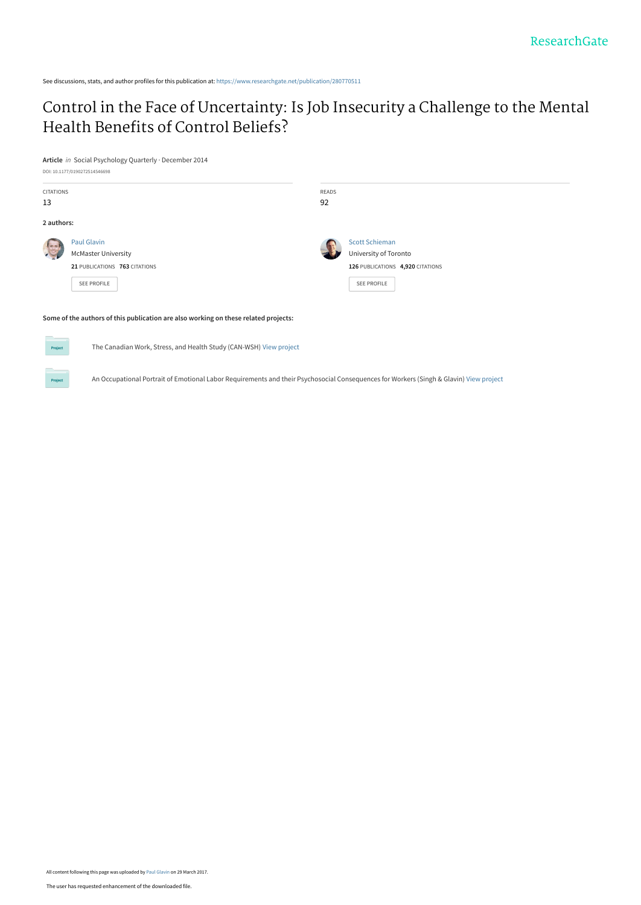See discussions, stats, and author profiles for this publication at: https://www.researchgate.net/publication/280770511

# Control in the Face of Uncertainty: Is Job Insecurity a Challenge to the Mental Health Benefits of Control Beliefs?

**Article** *in* Social Psychology Quarterly · December 2014

DOI: 10.1177/0190272514546698

CITATIONS
13

READS
92

**2 authors:**

Paul Glavin
McMaster University
**21** PUBLICATIONS **763** CITATIONS

SEE PROFILE

Scott Schieman
University of Toronto
**126** PUBLICATIONS **4,920** CITATIONS

SEE PROFILE

**Some of the authors of this publication are also working on these related projects:**

The Canadian Work, Stress, and Health Study (CAN-WSH) View project

An Occupational Portrait of Emotional Labor Requirements and their Psychosocial Consequences for Workers (Singh & Glavin) View project

All content following this page was uploaded by Paul Glavin on 29 March 2017.

The user has requested enhancement of the downloaded file.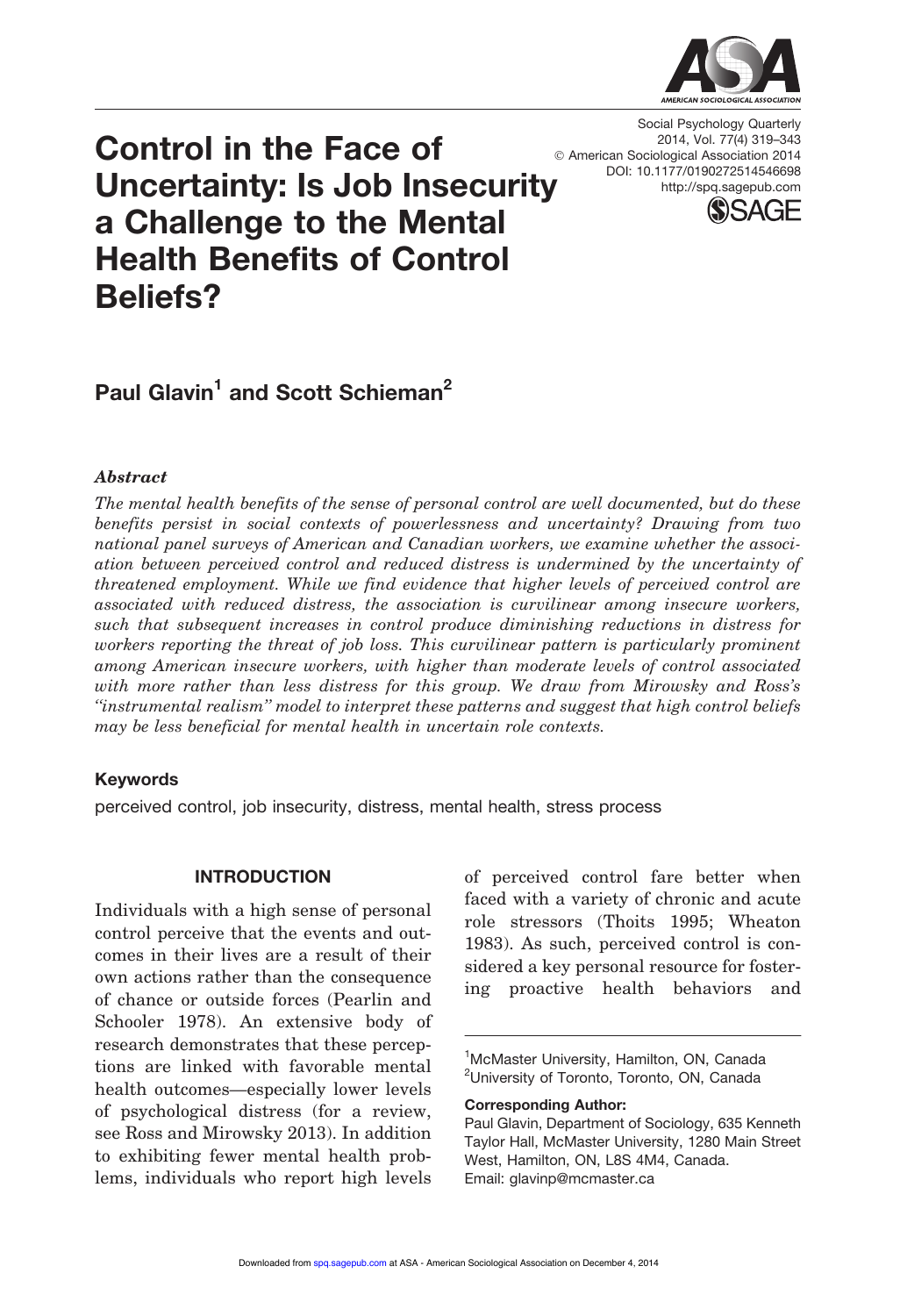# Control in the Face of Uncertainty: Is Job Insecurity a Challenge to the Mental Health Benefits of Control Beliefs?

**Paul Glavin[1] and Scott Schieman[2]**

### *Abstract*

*The mental health benefits of the sense of personal control are well documented, but do these benefits persist in social contexts of powerlessness and uncertainty? Drawing from two national panel surveys of American and Canadian workers, we examine whether the association between perceived control and reduced distress is undermined by the uncertainty of threatened employment. While we find evidence that higher levels of perceived control are associated with reduced distress, the association is curvilinear among insecure workers, such that subsequent increases in control produce diminishing reductions in distress for workers reporting the threat of job loss. This curvilinear pattern is particularly prominent among American insecure workers, with higher than moderate levels of control associated with more rather than less distress for this group. We draw from Mirowsky and Ross's ''instrumental realism'' model to interpret these patterns and suggest that high control beliefs may be less beneficial for mental health in uncertain role contexts.*

### Keywords

perceived control, job insecurity, distress, mental health, stress process

## INTRODUCTION

Individuals with a high sense of personal control perceive that the events and outcomes in their lives are a result of their own actions rather than the consequence of chance or outside forces (Pearlin and Schooler 1978). An extensive body of research demonstrates that these perceptions are linked with favorable mental health outcomes—especially lower levels of psychological distress (for a review, see Ross and Mirowsky 2013). In addition to exhibiting fewer mental health problems, individuals who report high levels of perceived control fare better when faced with a variety of chronic and acute role stressors (Thoits 1995; Wheaton 1983). As such, perceived control is considered a key personal resource for fostering proactive health behaviors and

---

[1]McMaster University, Hamilton, ON, Canada
[2]University of Toronto, Toronto, ON, Canada

**Corresponding Author:**
Paul Glavin, Department of Sociology, 635 Kenneth Taylor Hall, McMaster University, 1280 Main Street West, Hamilton, ON, L8S 4M4, Canada.
Email: glavinp@mcmaster.ca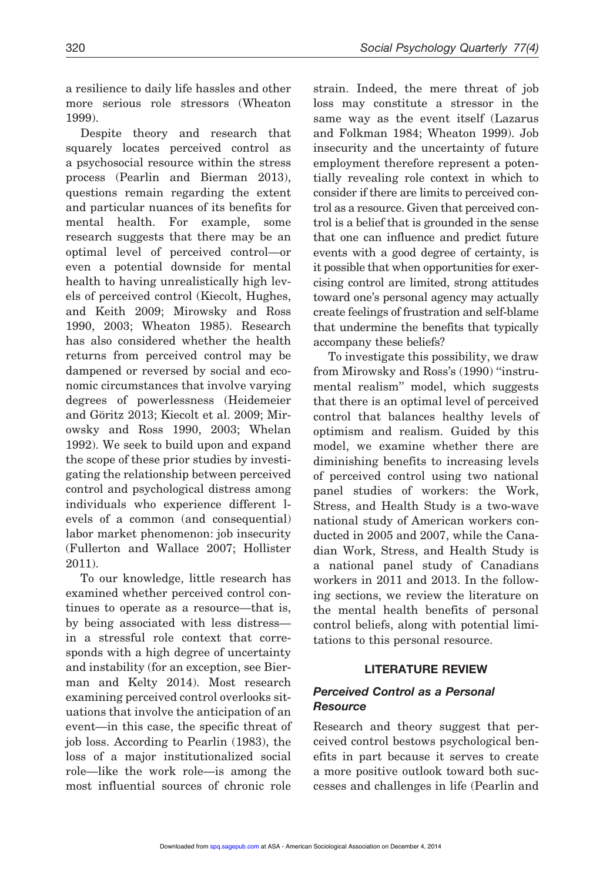a resilience to daily life hassles and other more serious role stressors (Wheaton 1999).

Despite theory and research that squarely locates perceived control as a psychosocial resource within the stress process (Pearlin and Bierman 2013), questions remain regarding the extent and particular nuances of its benefits for mental health. For example, some research suggests that there may be an optimal level of perceived control—or even a potential downside for mental health to having unrealistically high levels of perceived control (Kiecolt, Hughes, and Keith 2009; Mirowsky and Ross 1990, 2003; Wheaton 1985). Research has also considered whether the health returns from perceived control may be dampened or reversed by social and economic circumstances that involve varying degrees of powerlessness (Heidemeier and Göritz 2013; Kiecolt et al. 2009; Mirowsky and Ross 1990, 2003; Whelan 1992). We seek to build upon and expand the scope of these prior studies by investigating the relationship between perceived control and psychological distress among individuals who experience different levels of a common (and consequential) labor market phenomenon: job insecurity (Fullerton and Wallace 2007; Hollister 2011).

To our knowledge, little research has examined whether perceived control continues to operate as a resource—that is, by being associated with less distress—in a stressful role context that corresponds with a high degree of uncertainty and instability (for an exception, see Bierman and Kelty 2014). Most research examining perceived control overlooks situations that involve the anticipation of an event—in this case, the specific threat of job loss. According to Pearlin (1983), the loss of a major institutionalized social role—like the work role—is among the most influential sources of chronic role strain. Indeed, the mere threat of job loss may constitute a stressor in the same way as the event itself (Lazarus and Folkman 1984; Wheaton 1999). Job insecurity and the uncertainty of future employment therefore represent a potentially revealing role context in which to consider if there are limits to perceived control as a resource. Given that perceived control is a belief that is grounded in the sense that one can influence and predict future events with a good degree of certainty, is it possible that when opportunities for exercising control are limited, strong attitudes toward one's personal agency may actually create feelings of frustration and self-blame that undermine the benefits that typically accompany these beliefs?

To investigate this possibility, we draw from Mirowsky and Ross's (1990) "instrumental realism" model, which suggests that there is an optimal level of perceived control that balances healthy levels of optimism and realism. Guided by this model, we examine whether there are diminishing benefits to increasing levels of perceived control using two national panel studies of workers: the Work, Stress, and Health Study is a two-wave national study of American workers conducted in 2005 and 2007, while the Canadian Work, Stress, and Health Study is a national panel study of Canadians workers in 2011 and 2013. In the following sections, we review the literature on the mental health benefits of personal control beliefs, along with potential limitations to this personal resource.

## LITERATURE REVIEW

### *Perceived Control as a Personal Resource*

Research and theory suggest that perceived control bestows psychological benefits in part because it serves to create a more positive outlook toward both successes and challenges in life (Pearlin and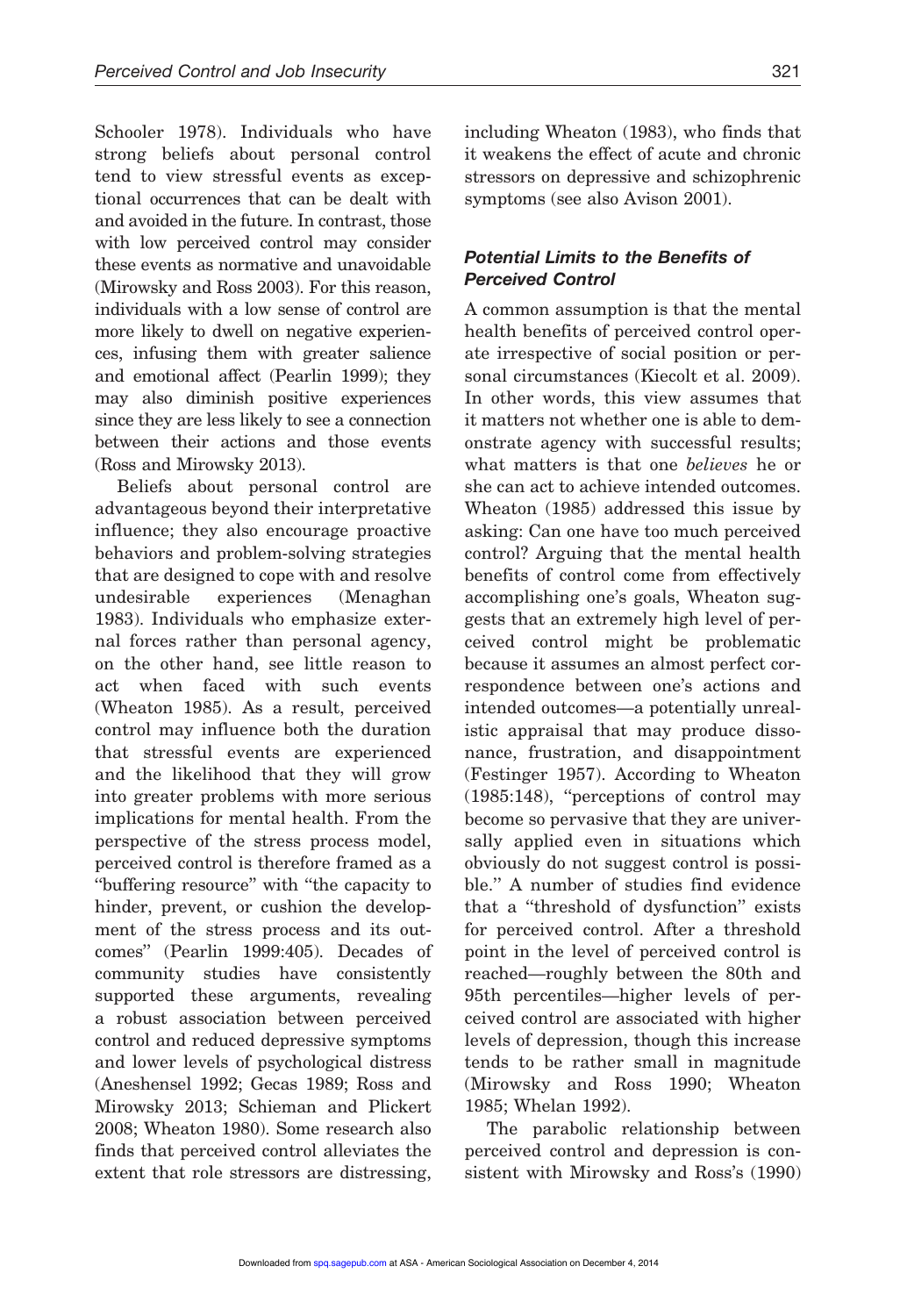Schooler 1978). Individuals who have strong beliefs about personal control tend to view stressful events as exceptional occurrences that can be dealt with and avoided in the future. In contrast, those with low perceived control may consider these events as normative and unavoidable (Mirowsky and Ross 2003). For this reason, individuals with a low sense of control are more likely to dwell on negative experiences, infusing them with greater salience and emotional affect (Pearlin 1999); they may also diminish positive experiences since they are less likely to see a connection between their actions and those events (Ross and Mirowsky 2013).

Beliefs about personal control are advantageous beyond their interpretative influence; they also encourage proactive behaviors and problem-solving strategies that are designed to cope with and resolve undesirable experiences (Menaghan 1983). Individuals who emphasize external forces rather than personal agency, on the other hand, see little reason to act when faced with such events (Wheaton 1985). As a result, perceived control may influence both the duration that stressful events are experienced and the likelihood that they will grow into greater problems with more serious implications for mental health. From the perspective of the stress process model, perceived control is therefore framed as a "buffering resource" with "the capacity to hinder, prevent, or cushion the development of the stress process and its outcomes" (Pearlin 1999:405). Decades of community studies have consistently supported these arguments, revealing a robust association between perceived control and reduced depressive symptoms and lower levels of psychological distress (Aneshensel 1992; Gecas 1989; Ross and Mirowsky 2013; Schieman and Plickert 2008; Wheaton 1980). Some research also finds that perceived control alleviates the extent that role stressors are distressing, including Wheaton (1983), who finds that it weakens the effect of acute and chronic stressors on depressive and schizophrenic symptoms (see also Avison 2001).

### Potential Limits to the Benefits of Perceived Control

A common assumption is that the mental health benefits of perceived control operate irrespective of social position or personal circumstances (Kiecolt et al. 2009). In other words, this view assumes that it matters not whether one is able to demonstrate agency with successful results; what matters is that one *believes* he or she can act to achieve intended outcomes. Wheaton (1985) addressed this issue by asking: Can one have too much perceived control? Arguing that the mental health benefits of control come from effectively accomplishing one's goals, Wheaton suggests that an extremely high level of perceived control might be problematic because it assumes an almost perfect correspondence between one's actions and intended outcomes—a potentially unrealistic appraisal that may produce dissonance, frustration, and disappointment (Festinger 1957). According to Wheaton (1985:148), "perceptions of control may become so pervasive that they are universally applied even in situations which obviously do not suggest control is possible." A number of studies find evidence that a "threshold of dysfunction" exists for perceived control. After a threshold point in the level of perceived control is reached—roughly between the 80th and 95th percentiles—higher levels of perceived control are associated with higher levels of depression, though this increase tends to be rather small in magnitude (Mirowsky and Ross 1990; Wheaton 1985; Whelan 1992).

The parabolic relationship between perceived control and depression is consistent with Mirowsky and Ross's (1990)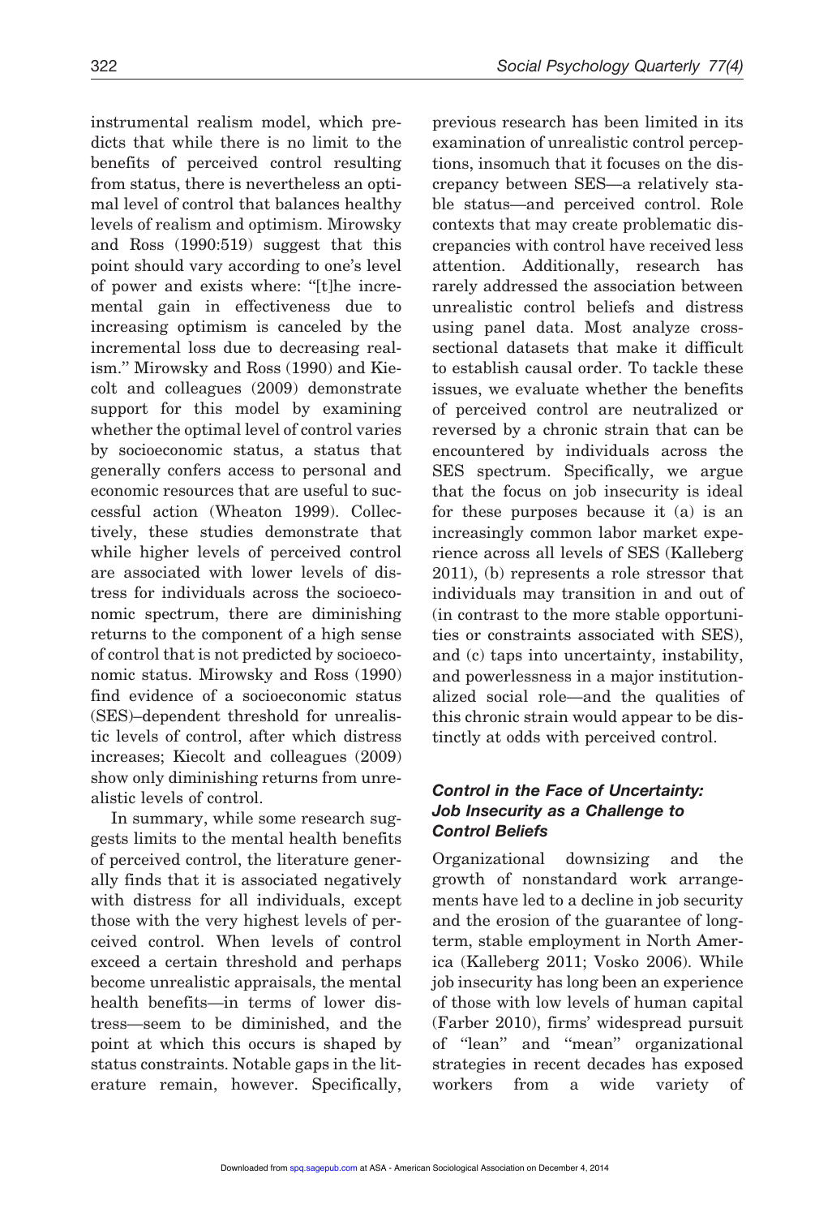instrumental realism model, which predicts that while there is no limit to the benefits of perceived control resulting from status, there is nevertheless an optimal level of control that balances healthy levels of realism and optimism. Mirowsky and Ross (1990:519) suggest that this point should vary according to one's level of power and exists where: "[t]he incremental gain in effectiveness due to increasing optimism is canceled by the incremental loss due to decreasing realism." Mirowsky and Ross (1990) and Kiecolt and colleagues (2009) demonstrate support for this model by examining whether the optimal level of control varies by socioeconomic status, a status that generally confers access to personal and economic resources that are useful to successful action (Wheaton 1999). Collectively, these studies demonstrate that while higher levels of perceived control are associated with lower levels of distress for individuals across the socioeconomic spectrum, there are diminishing returns to the component of a high sense of control that is not predicted by socioeconomic status. Mirowsky and Ross (1990) find evidence of a socioeconomic status (SES)–dependent threshold for unrealistic levels of control, after which distress increases; Kiecolt and colleagues (2009) show only diminishing returns from unrealistic levels of control.

In summary, while some research suggests limits to the mental health benefits of perceived control, the literature generally finds that it is associated negatively with distress for all individuals, except those with the very highest levels of perceived control. When levels of control exceed a certain threshold and perhaps become unrealistic appraisals, the mental health benefits—in terms of lower distress—seem to be diminished, and the point at which this occurs is shaped by status constraints. Notable gaps in the literature remain, however. Specifically, previous research has been limited in its examination of unrealistic control perceptions, insomuch that it focuses on the discrepancy between SES—a relatively stable status—and perceived control. Role contexts that may create problematic discrepancies with control have received less attention. Additionally, research has rarely addressed the association between unrealistic control beliefs and distress using panel data. Most analyze cross-sectional datasets that make it difficult to establish causal order. To tackle these issues, we evaluate whether the benefits of perceived control are neutralized or reversed by a chronic strain that can be encountered by individuals across the SES spectrum. Specifically, we argue that the focus on job insecurity is ideal for these purposes because it (a) is an increasingly common labor market experience across all levels of SES (Kalleberg 2011), (b) represents a role stressor that individuals may transition in and out of (in contrast to the more stable opportunities or constraints associated with SES), and (c) taps into uncertainty, instability, and powerlessness in a major institutionalized social role—and the qualities of this chronic strain would appear to be distinctly at odds with perceived control.

### *Control in the Face of Uncertainty: Job Insecurity as a Challenge to Control Beliefs*

Organizational downsizing and the growth of nonstandard work arrangements have led to a decline in job security and the erosion of the guarantee of long-term, stable employment in North America (Kalleberg 2011; Vosko 2006). While job insecurity has long been an experience of those with low levels of human capital (Farber 2010), firms' widespread pursuit of "lean" and "mean" organizational strategies in recent decades has exposed workers from a wide variety of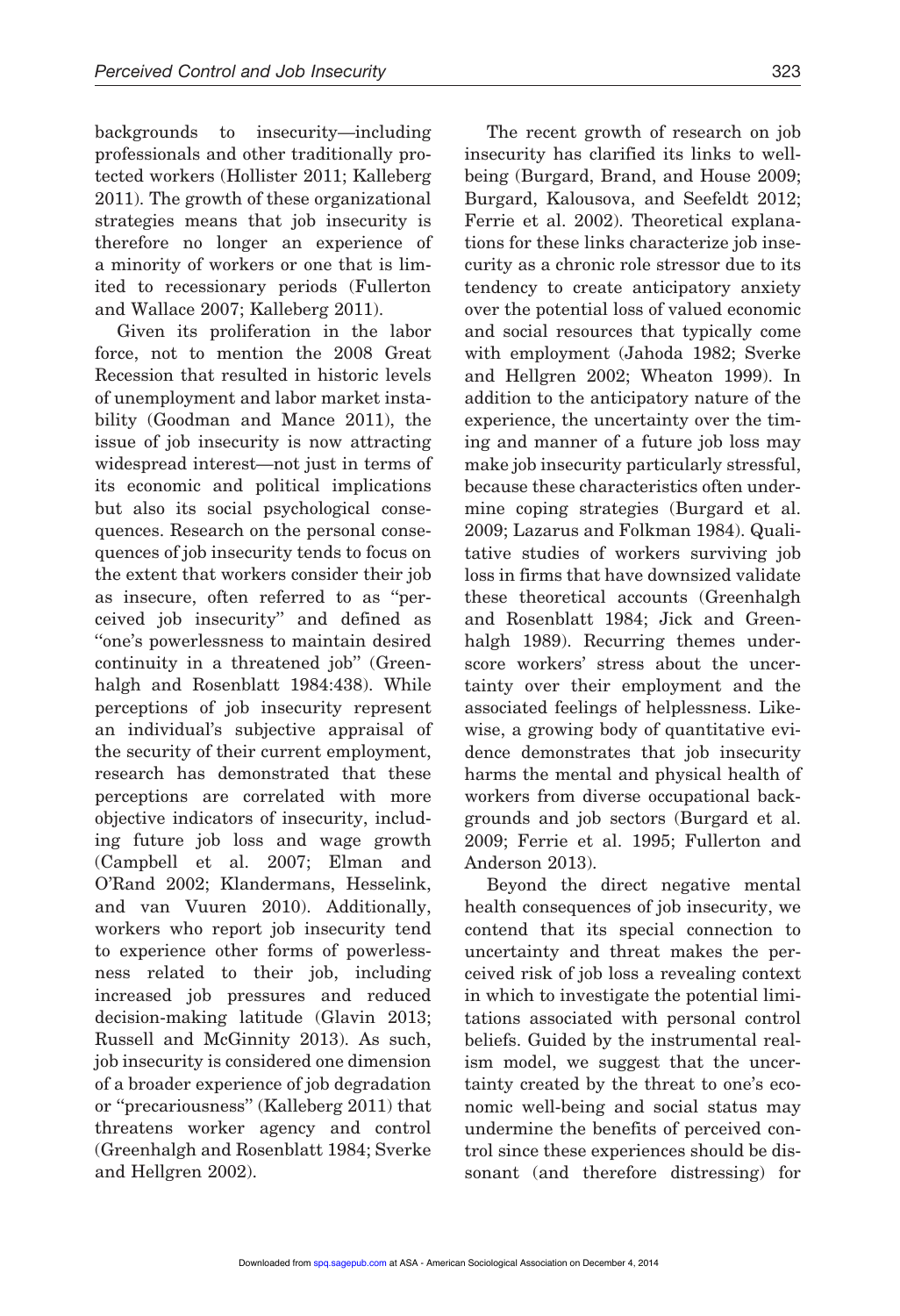backgrounds to insecurity—including professionals and other traditionally protected workers (Hollister 2011; Kalleberg 2011). The growth of these organizational strategies means that job insecurity is therefore no longer an experience of a minority of workers or one that is limited to recessionary periods (Fullerton and Wallace 2007; Kalleberg 2011).

Given its proliferation in the labor force, not to mention the 2008 Great Recession that resulted in historic levels of unemployment and labor market instability (Goodman and Mance 2011), the issue of job insecurity is now attracting widespread interest—not just in terms of its economic and political implications but also its social psychological consequences. Research on the personal consequences of job insecurity tends to focus on the extent that workers consider their job as insecure, often referred to as "perceived job insecurity" and defined as "one's powerlessness to maintain desired continuity in a threatened job" (Greenhalgh and Rosenblatt 1984:438). While perceptions of job insecurity represent an individual's subjective appraisal of the security of their current employment, research has demonstrated that these perceptions are correlated with more objective indicators of insecurity, including future job loss and wage growth (Campbell et al. 2007; Elman and O'Rand 2002; Klandermans, Hesselink, and van Vuuren 2010). Additionally, workers who report job insecurity tend to experience other forms of powerlessness related to their job, including increased job pressures and reduced decision-making latitude (Glavin 2013; Russell and McGinnity 2013). As such, job insecurity is considered one dimension of a broader experience of job degradation or "precariousness" (Kalleberg 2011) that threatens worker agency and control (Greenhalgh and Rosenblatt 1984; Sverke and Hellgren 2002).

The recent growth of research on job insecurity has clarified its links to well-being (Burgard, Brand, and House 2009; Burgard, Kalousova, and Seefeldt 2012; Ferrie et al. 2002). Theoretical explanations for these links characterize job insecurity as a chronic role stressor due to its tendency to create anticipatory anxiety over the potential loss of valued economic and social resources that typically come with employment (Jahoda 1982; Sverke and Hellgren 2002; Wheaton 1999). In addition to the anticipatory nature of the experience, the uncertainty over the timing and manner of a future job loss may make job insecurity particularly stressful, because these characteristics often undermine coping strategies (Burgard et al. 2009; Lazarus and Folkman 1984). Qualitative studies of workers surviving job loss in firms that have downsized validate these theoretical accounts (Greenhalgh and Rosenblatt 1984; Jick and Greenhalgh 1989). Recurring themes underscore workers' stress about the uncertainty over their employment and the associated feelings of helplessness. Likewise, a growing body of quantitative evidence demonstrates that job insecurity harms the mental and physical health of workers from diverse occupational backgrounds and job sectors (Burgard et al. 2009; Ferrie et al. 1995; Fullerton and Anderson 2013).

Beyond the direct negative mental health consequences of job insecurity, we contend that its special connection to uncertainty and threat makes the perceived risk of job loss a revealing context in which to investigate the potential limitations associated with personal control beliefs. Guided by the instrumental realism model, we suggest that the uncertainty created by the threat to one's economic well-being and social status may undermine the benefits of perceived control since these experiences should be dissonant (and therefore distressing) for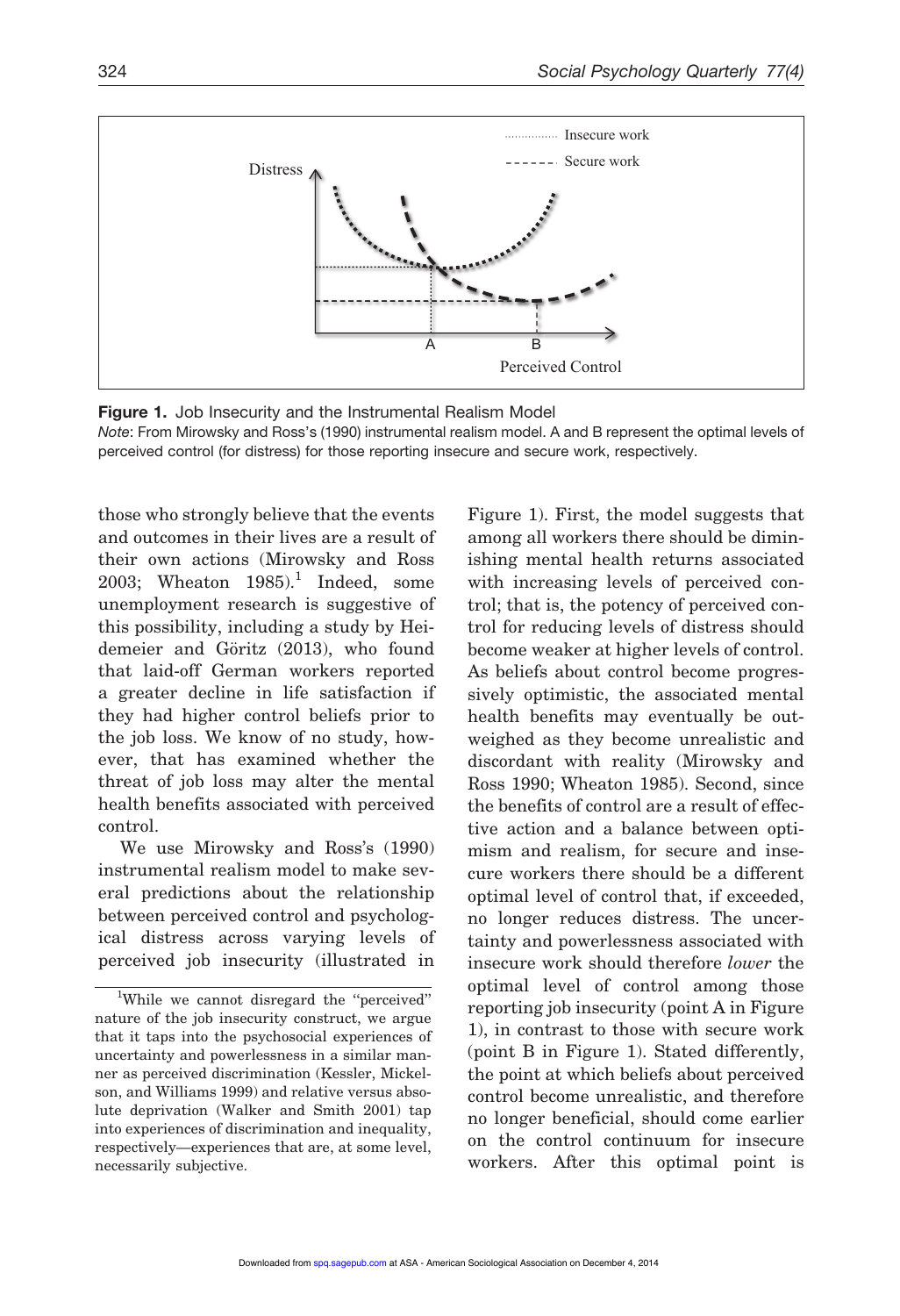**Figure 1.** Job Insecurity and the Instrumental Realism Model
*Note*: From Mirowsky and Ross's (1990) instrumental realism model. A and B represent the optimal levels of perceived control (for distress) for those reporting insecure and secure work, respectively.

those who strongly believe that the events and outcomes in their lives are a result of their own actions (Mirowsky and Ross 2003; Wheaton 1985).[1] Indeed, some unemployment research is suggestive of this possibility, including a study by Heidemeier and Göritz (2013), who found that laid-off German workers reported a greater decline in life satisfaction if they had higher control beliefs prior to the job loss. We know of no study, however, that has examined whether the threat of job loss may alter the mental health benefits associated with perceived control.

We use Mirowsky and Ross's (1990) instrumental realism model to make several predictions about the relationship between perceived control and psychological distress across varying levels of perceived job insecurity (illustrated in Figure 1). First, the model suggests that among all workers there should be diminishing mental health returns associated with increasing levels of perceived control; that is, the potency of perceived control for reducing levels of distress should become weaker at higher levels of control. As beliefs about control become progressively optimistic, the associated mental health benefits may eventually be outweighed as they become unrealistic and discordant with reality (Mirowsky and Ross 1990; Wheaton 1985). Second, since the benefits of control are a result of effective action and a balance between optimism and realism, for secure and insecure workers there should be a different optimal level of control that, if exceeded, no longer reduces distress. The uncertainty and powerlessness associated with insecure work should therefore *lower* the optimal level of control among those reporting job insecurity (point A in Figure 1), in contrast to those with secure work (point B in Figure 1). Stated differently, the point at which beliefs about perceived control become unrealistic, and therefore no longer beneficial, should come earlier on the control continuum for insecure workers. After this optimal point is

[1] While we cannot disregard the "perceived" nature of the job insecurity construct, we argue that it taps into the psychosocial experiences of uncertainty and powerlessness in a similar manner as perceived discrimination (Kessler, Mickelson, and Williams 1999) and relative versus absolute deprivation (Walker and Smith 2001) tap into experiences of discrimination and inequality, respectively—experiences that are, at some level, necessarily subjective.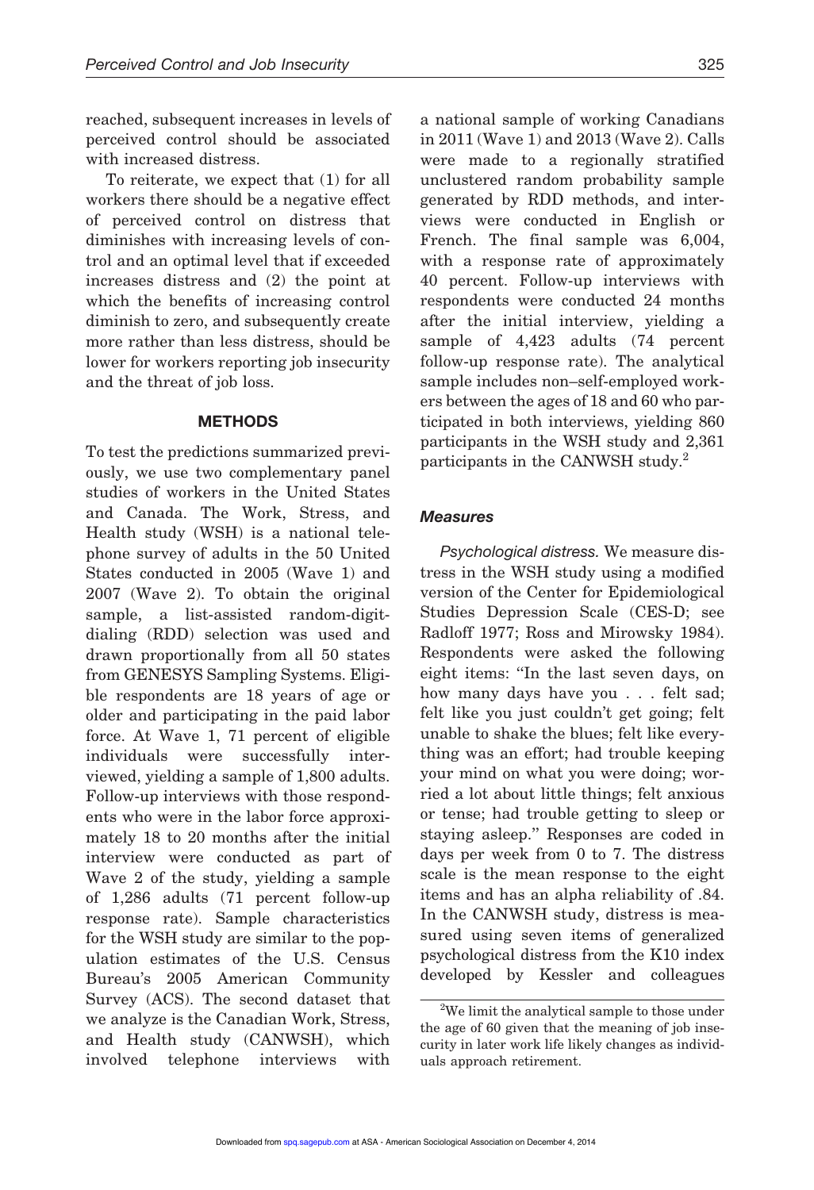reached, subsequent increases in levels of perceived control should be associated with increased distress.

To reiterate, we expect that (1) for all workers there should be a negative effect of perceived control on distress that diminishes with increasing levels of control and an optimal level that if exceeded increases distress and (2) the point at which the benefits of increasing control diminish to zero, and subsequently create more rather than less distress, should be lower for workers reporting job insecurity and the threat of job loss.

## METHODS

To test the predictions summarized previously, we use two complementary panel studies of workers in the United States and Canada. The Work, Stress, and Health study (WSH) is a national telephone survey of adults in the 50 United States conducted in 2005 (Wave 1) and 2007 (Wave 2). To obtain the original sample, a list-assisted random-digit-dialing (RDD) selection was used and drawn proportionally from all 50 states from GENESYS Sampling Systems. Eligible respondents are 18 years of age or older and participating in the paid labor force. At Wave 1, 71 percent of eligible individuals were successfully interviewed, yielding a sample of 1,800 adults. Follow-up interviews with those respondents who were in the labor force approximately 18 to 20 months after the initial interview were conducted as part of Wave 2 of the study, yielding a sample of 1,286 adults (71 percent follow-up response rate). Sample characteristics for the WSH study are similar to the population estimates of the U.S. Census Bureau's 2005 American Community Survey (ACS). The second dataset that we analyze is the Canadian Work, Stress, and Health study (CANWSH), which involved telephone interviews with a national sample of working Canadians in 2011 (Wave 1) and 2013 (Wave 2). Calls were made to a regionally stratified unclustered random probability sample generated by RDD methods, and interviews were conducted in English or French. The final sample was 6,004, with a response rate of approximately 40 percent. Follow-up interviews with respondents were conducted 24 months after the initial interview, yielding a sample of 4,423 adults (74 percent follow-up response rate). The analytical sample includes non–self-employed workers between the ages of 18 and 60 who participated in both interviews, yielding 860 participants in the WSH study and 2,361 participants in the CANWSH study.[2]

### *Measures*

*Psychological distress.* We measure distress in the WSH study using a modified version of the Center for Epidemiological Studies Depression Scale (CES-D; see Radloff 1977; Ross and Mirowsky 1984). Respondents were asked the following eight items: "In the last seven days, on how many days have you . . . felt sad; felt like you just couldn't get going; felt unable to shake the blues; felt like everything was an effort; had trouble keeping your mind on what you were doing; worried a lot about little things; felt anxious or tense; had trouble getting to sleep or staying asleep." Responses are coded in days per week from 0 to 7. The distress scale is the mean response to the eight items and has an alpha reliability of .84. In the CANWSH study, distress is measured using seven items of generalized psychological distress from the K10 index developed by Kessler and colleagues

[2]We limit the analytical sample to those under the age of 60 given that the meaning of job insecurity in later work life likely changes as individuals approach retirement.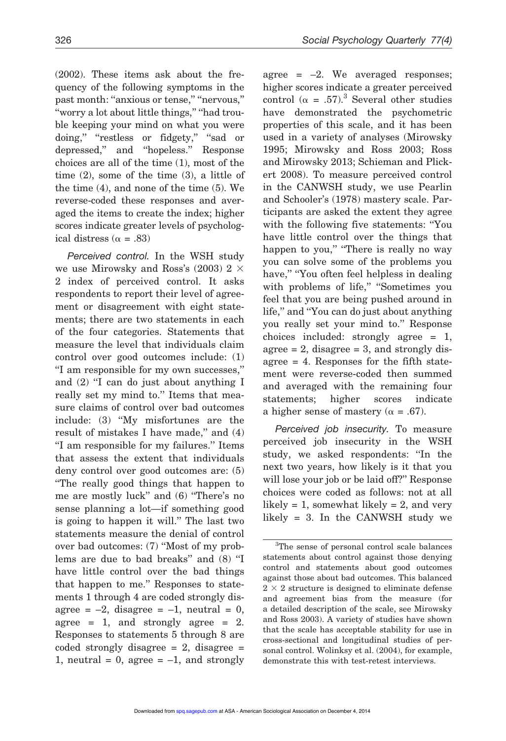(2002). These items ask about the frequency of the following symptoms in the past month: "anxious or tense," "nervous," "worry a lot about little things," "had trouble keeping your mind on what you were doing," "restless or fidgety," "sad or depressed," and "hopeless." Response choices are all of the time (1), most of the time (2), some of the time (3), a little of the time (4), and none of the time (5). We reverse-coded these responses and averaged the items to create the index; higher scores indicate greater levels of psychological distress ($\alpha$ = .83)

*Perceived control.* In the WSH study we use Mirowsky and Ross's (2003) 2 × 2 index of perceived control. It asks respondents to report their level of agreement or disagreement with eight statements; there are two statements in each of the four categories. Statements that measure the level that individuals claim control over good outcomes include: (1) "I am responsible for my own successes," and (2) "I can do just about anything I really set my mind to." Items that measure claims of control over bad outcomes include: (3) "My misfortunes are the result of mistakes I have made," and (4) "I am responsible for my failures." Items that assess the extent that individuals deny control over good outcomes are: (5) "The really good things that happen to me are mostly luck" and (6) "There's no sense planning a lot—if something good is going to happen it will." The last two statements measure the denial of control over bad outcomes: (7) "Most of my problems are due to bad breaks" and (8) "I have little control over the bad things that happen to me." Responses to statements 1 through 4 are coded strongly disagree = –2, disagree = –1, neutral = 0, agree = 1, and strongly agree = 2. Responses to statements 5 through 8 are coded strongly disagree = 2, disagree = 1, neutral = 0, agree = –1, and strongly agree = –2. We averaged responses; higher scores indicate a greater perceived control ($\alpha$ = .57).[3] Several other studies have demonstrated the psychometric properties of this scale, and it has been used in a variety of analyses (Mirowsky 1995; Mirowsky and Ross 2003; Ross and Mirowsky 2013; Schieman and Plickert 2008). To measure perceived control in the CANWSH study, we use Pearlin and Schooler's (1978) mastery scale. Participants are asked the extent they agree with the following five statements: "You have little control over the things that happen to you," "There is really no way you can solve some of the problems you have," "You often feel helpless in dealing with problems of life," "Sometimes you feel that you are being pushed around in life," and "You can do just about anything you really set your mind to." Response choices included: strongly agree = 1, agree = 2, disagree = 3, and strongly disagree = 4. Responses for the fifth statement were reverse-coded then summed and averaged with the remaining four statements; higher scores indicate a higher sense of mastery ($\alpha$ = .67).

*Perceived job insecurity.* To measure perceived job insecurity in the WSH study, we asked respondents: "In the next two years, how likely is it that you will lose your job or be laid off?" Response choices were coded as follows: not at all likely = 1, somewhat likely = 2, and very likely = 3. In the CANWSH study we

[3]The sense of personal control scale balances statements about control against those denying control and statements about good outcomes against those about bad outcomes. This balanced 2 × 2 structure is designed to eliminate defense and agreement bias from the measure (for a detailed description of the scale, see Mirowsky and Ross 2003). A variety of studies have shown that the scale has acceptable stability for use in cross-sectional and longitudinal studies of personal control. Wolinksy et al. (2004), for example, demonstrate this with test-retest interviews.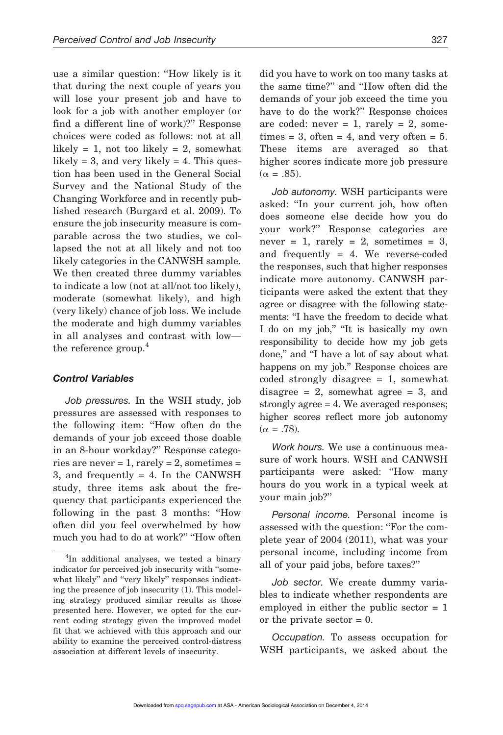use a similar question: "How likely is it that during the next couple of years you will lose your present job and have to look for a job with another employer (or find a different line of work)?" Response choices were coded as follows: not at all likely = 1, not too likely = 2, somewhat likely = 3, and very likely = 4. This question has been used in the General Social Survey and the National Study of the Changing Workforce and in recently published research (Burgard et al. 2009). To ensure the job insecurity measure is comparable across the two studies, we collapsed the not at all likely and not too likely categories in the CANWSH sample. We then created three dummy variables to indicate a low (not at all/not too likely), moderate (somewhat likely), and high (very likely) chance of job loss. We include the moderate and high dummy variables in all analyses and contrast with low—the reference group.[4]

### Control Variables

*Job pressures.* In the WSH study, job pressures are assessed with responses to the following item: "How often do the demands of your job exceed those doable in an 8-hour workday?" Response categories are never = 1, rarely = 2, sometimes = 3, and frequently = 4. In the CANWSH study, three items ask about the frequency that participants experienced the following in the past 3 months: "How often did you feel overwhelmed by how much you had to do at work?" "How often did you have to work on too many tasks at the same time?" and "How often did the demands of your job exceed the time you have to do the work?" Response choices are coded: never = 1, rarely = 2, sometimes = 3, often = 4, and very often = 5. These items are averaged so that higher scores indicate more job pressure ($\alpha = .85$).

*Job autonomy.* WSH participants were asked: "In your current job, how often does someone else decide how you do your work?" Response categories are never = 1, rarely = 2, sometimes = 3, and frequently = 4. We reverse-coded the responses, such that higher responses indicate more autonomy. CANWSH participants were asked the extent that they agree or disagree with the following statements: "I have the freedom to decide what I do on my job," "It is basically my own responsibility to decide how my job gets done," and "I have a lot of say about what happens on my job." Response choices are coded strongly disagree = 1, somewhat disagree = 2, somewhat agree = 3, and strongly agree = 4. We averaged responses; higher scores reflect more job autonomy ($\alpha = .78$).

*Work hours.* We use a continuous measure of work hours. WSH and CANWSH participants were asked: "How many hours do you work in a typical week at your main job?"

*Personal income.* Personal income is assessed with the question: "For the complete year of 2004 (2011), what was your personal income, including income from all of your paid jobs, before taxes?"

*Job sector.* We create dummy variables to indicate whether respondents are employed in either the public sector = 1 or the private sector = 0.

*Occupation.* To assess occupation for WSH participants, we asked about the

[4] In additional analyses, we tested a binary indicator for perceived job insecurity with "somewhat likely" and "very likely" responses indicating the presence of job insecurity (1). This modeling strategy produced similar results as those presented here. However, we opted for the current coding strategy given the improved model fit that we achieved with this approach and our ability to examine the perceived control-distress association at different levels of insecurity.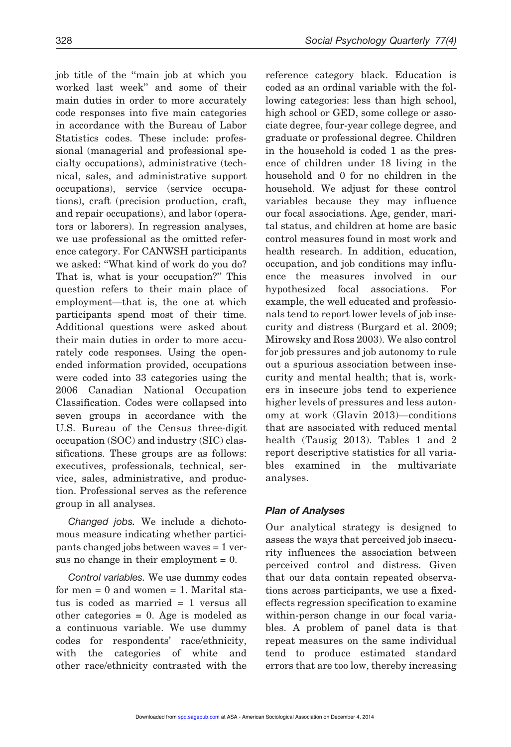job title of the "main job at which you worked last week" and some of their main duties in order to more accurately code responses into five main categories in accordance with the Bureau of Labor Statistics codes. These include: professional (managerial and professional specialty occupations), administrative (technical, sales, and administrative support occupations), service (service occupations), craft (precision production, craft, and repair occupations), and labor (operators or laborers). In regression analyses, we use professional as the omitted reference category. For CANWSH participants we asked: "What kind of work do you do? That is, what is your occupation?" This question refers to their main place of employment—that is, the one at which participants spend most of their time. Additional questions were asked about their main duties in order to more accurately code responses. Using the open-ended information provided, occupations were coded into 33 categories using the 2006 Canadian National Occupation Classification. Codes were collapsed into seven groups in accordance with the U.S. Bureau of the Census three-digit occupation (SOC) and industry (SIC) classifications. These groups are as follows: executives, professionals, technical, service, sales, administrative, and production. Professional serves as the reference group in all analyses.

*Changed jobs.* We include a dichotomous measure indicating whether participants changed jobs between waves = 1 versus no change in their employment = 0.

*Control variables.* We use dummy codes for men = 0 and women = 1. Marital status is coded as married = 1 versus all other categories = 0. Age is modeled as a continuous variable. We use dummy codes for respondents' race/ethnicity, with the categories of white and other race/ethnicity contrasted with the reference category black. Education is coded as an ordinal variable with the following categories: less than high school, high school or GED, some college or associate degree, four-year college degree, and graduate or professional degree. Children in the household is coded 1 as the presence of children under 18 living in the household and 0 for no children in the household. We adjust for these control variables because they may influence our focal associations. Age, gender, marital status, and children at home are basic control measures found in most work and health research. In addition, education, occupation, and job conditions may influence the measures involved in our hypothesized focal associations. For example, the well educated and professionals tend to report lower levels of job insecurity and distress (Burgard et al. 2009; Mirowsky and Ross 2003). We also control for job pressures and job autonomy to rule out a spurious association between insecurity and mental health; that is, workers in insecure jobs tend to experience higher levels of pressures and less autonomy at work (Glavin 2013)—conditions that are associated with reduced mental health (Tausig 2013). Tables 1 and 2 report descriptive statistics for all variables examined in the multivariate analyses.

### *Plan of Analyses*

Our analytical strategy is designed to assess the ways that perceived job insecurity influences the association between perceived control and distress. Given that our data contain repeated observations across participants, we use a fixed-effects regression specification to examine within-person change in our focal variables. A problem of panel data is that repeat measures on the same individual tend to produce estimated standard errors that are too low, thereby increasing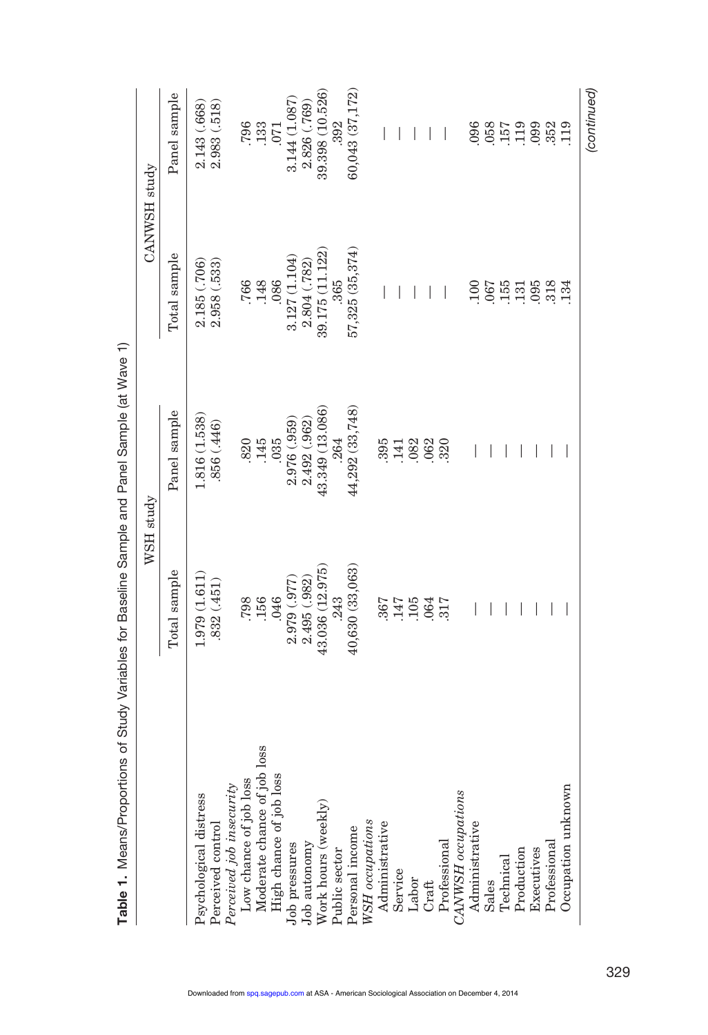**Table 1.** Means/Proportions of Study Variables for Baseline Sample and Panel Sample (at Wave 1)

| | WSH study | | CANWSH study | |
|---|---|---|---|---|
| | Total sample | Panel sample | Total sample | Panel sample |
| Psychological distress | 1.979 (1.611) | 1.816 (1.538) | 2.185 (.706) | 2.143 (.668) |
| Perceived control | .832 (.451) | .856 (.446) | 2.958 (.533) | 2.983 (.518) |
| *Perceived job insecurity* | | | | |
| Low chance of job loss | .798 | .820 | .766 | .796 |
| Moderate chance of job loss | .156 | .145 | .148 | .133 |
| High chance of job loss | .046 | .035 | .086 | .071 |
| Job pressures | 2.979 (.977) | 2.976 (.959) | 3.127 (1.104) | 3.144 (1.087) |
| Job autonomy | 2.495 (.982) | 2.492 (.962) | 2.804 (.782) | 2.826 (.769) |
| Work hours (weekly) | 43.036 (12.975) | 43.349 (13.086) | 39.175 (11.122) | 39.398 (10.526) |
| Public sector | .243 | .264 | .365 | .392 |
| Personal income | 40,630 (33,063) | 44,292 (33,748) | 57,325 (35,374) | 60,043 (37,172) |
| *WSH occupations* | | | | |
| Administrative | .367 | .395 | — | — |
| Service | .147 | .141 | — | — |
| Labor | .105 | .082 | — | — |
| Craft | .064 | .062 | — | — |
| Professional | .317 | .320 | — | — |
| *CANWSH occupations* | | | | |
| Administrative | — | — | .100 | .096 |
| Sales | — | — | .067 | .058 |
| Technical | — | — | .155 | .157 |
| Production | — | — | .131 | .119 |
| Executives | — | — | .095 | .099 |
| Professional | — | — | .318 | .352 |
| Occupation unknown | — | — | .134 | .119 |

*(continued)*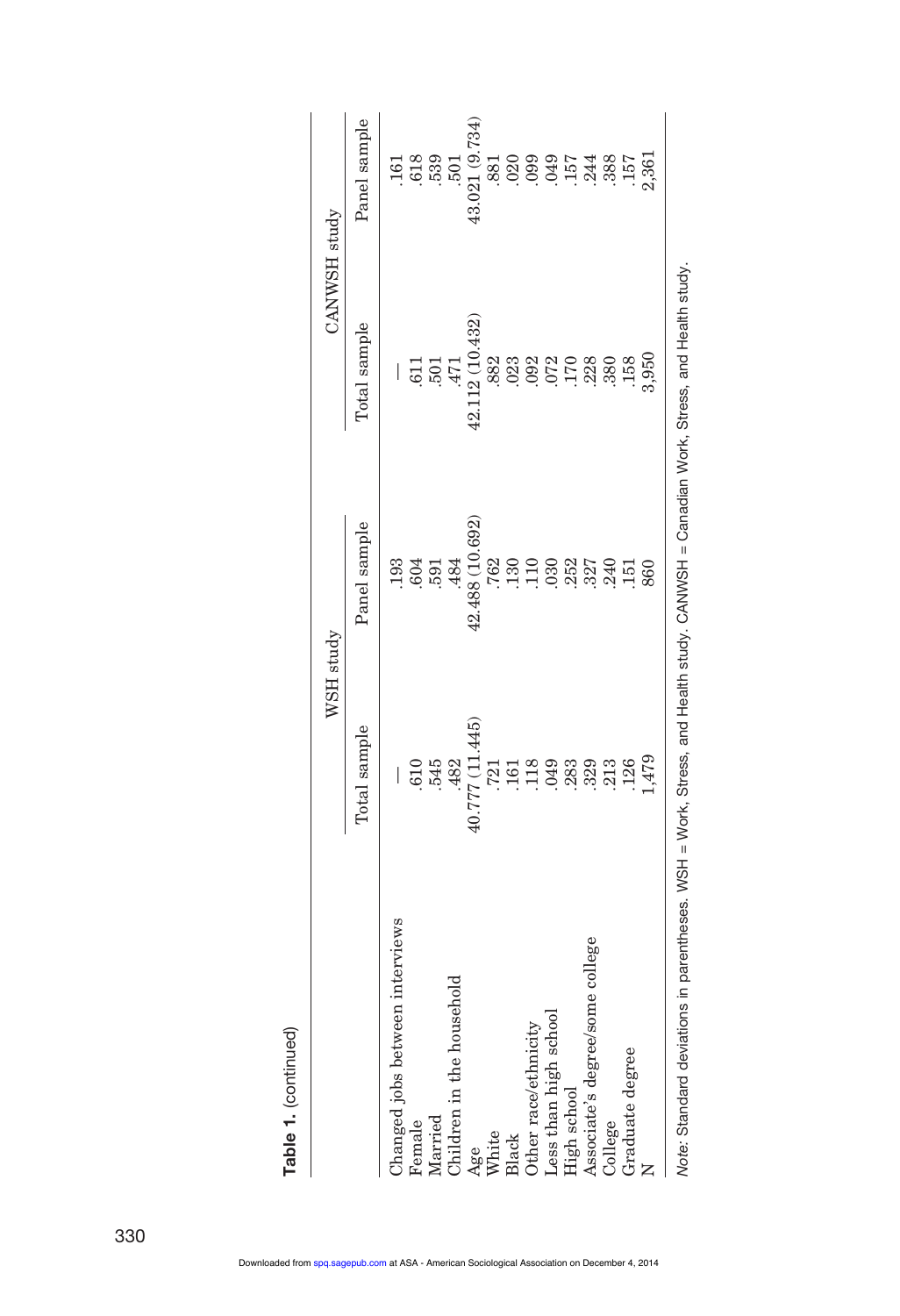**Table 1.** (continued)

| | WSH study | | CANWSH study | |
|---|---|---|---|---|
| | Total sample | Panel sample | Total sample | Panel sample |
| Changed jobs between interviews | — | .193 | — | .161 |
| Female | .610 | .604 | .611 | .618 |
| Married | .545 | .591 | .501 | .539 |
| Children in the household | .482 | .484 | .471 | .501 |
| Age | 40.777 (11.445) | 42.488 (10.692) | 42.112 (10.432) | 43.021 (9.734) |
| White | .721 | .762 | .882 | .881 |
| Black | .161 | .130 | .023 | .020 |
| Other race/ethnicity | .118 | .110 | .092 | .099 |
| Less than high school | .049 | .030 | .072 | .049 |
| High school | .283 | .252 | .170 | .157 |
| Associate's degree/some college | .329 | .327 | .228 | .244 |
| College | .213 | .240 | .380 | .388 |
| Graduate degree | .126 | .151 | .158 | .157 |
| N | 1,479 | 860 | 3,950 | 2,361 |

*Note:* Standard deviations in parentheses. WSH = Work, Stress, and Health study. CANWSH = Canadian Work, Stress, and Health study.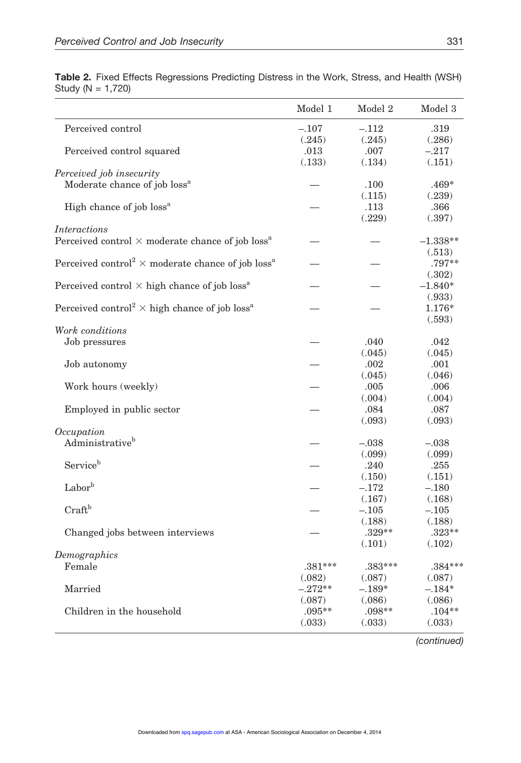**Table 2.** Fixed Effects Regressions Predicting Distress in the Work, Stress, and Health (WSH) Study (N = 1,720)

| | Model 1 | Model 2 | Model 3 |
|---|---|---|---|
| Perceived control | –.107 | –.112 | .319 |
| | (.245) | (.245) | (.286) |
| Perceived control squared | .013 | .007 | –.217 |
| | (.133) | (.134) | (.151) |
| *Perceived job insecurity* | | | |
| Moderate chance of job loss[a] | — | .100 | .469* |
| | | (.115) | (.239) |
| High chance of job loss[a] | — | .113 | .366 |
| | | (.229) | (.397) |
| *Interactions* | | | |
| Perceived control × moderate chance of job loss[a] | — | — | –1.338** |
| | | | (.513) |
| Perceived control$^2$ × moderate chance of job loss[a] | — | — | .797** |
| | | | (.302) |
| Perceived control × high chance of job loss[a] | — | — | –1.840* |
| | | | (.933) |
| Perceived control$^2$ × high chance of job loss[a] | — | — | 1.176* |
| | | | (.593) |
| *Work conditions* | | | |
| Job pressures | — | .040 | .042 |
| | | (.045) | (.045) |
| Job autonomy | — | .002 | .001 |
| | | (.045) | (.046) |
| Work hours (weekly) | — | .005 | .006 |
| | | (.004) | (.004) |
| Employed in public sector | — | .084 | .087 |
| | | (.093) | (.093) |
| *Occupation* | | | |
| Administrative[b] | — | –.038 | –.038 |
| | | (.099) | (.099) |
| Service[b] | — | .240 | .255 |
| | | (.150) | (.151) |
| Labor[b] | — | –.172 | –.180 |
| | | (.167) | (.168) |
| Craft[b] | — | –.105 | –.105 |
| | | (.188) | (.188) |
| Changed jobs between interviews | — | .329** | .323** |
| | | (.101) | (.102) |
| *Demographics* | | | |
| Female | .381*** | .383*** | .384*** |
| | (.082) | (.087) | (.087) |
| Married | –.272** | –.189* | –.184* |
| | (.087) | (.086) | (.086) |
| Children in the household | .095** | .098** | .104** |
| | (.033) | (.033) | (.033) |

*(continued)*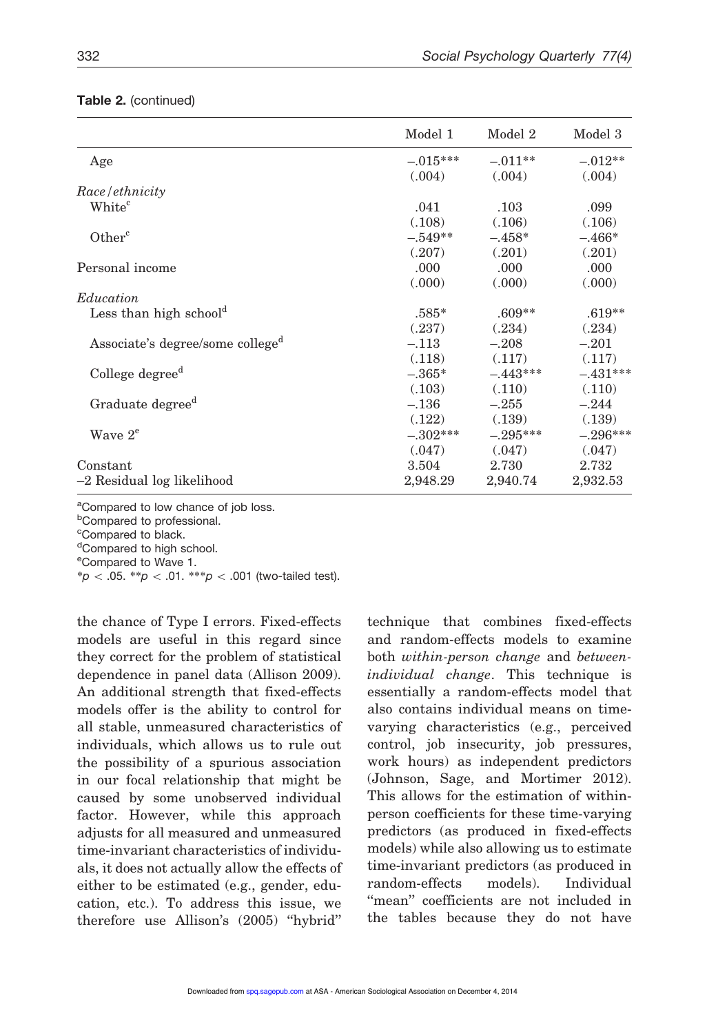**Table 2.** (continued)

| | Model 1 | Model 2 | Model 3 |
|---|---|---|---|
| Age | –.015*** | –.011** | –.012** |
| | (.004) | (.004) | (.004) |
| *Race/ethnicity* | | | |
| White[c] | .041 | .103 | .099 |
| | (.108) | (.106) | (.106) |
| Other[c] | –.549** | –.458* | –.466* |
| | (.207) | (.201) | (.201) |
| Personal income | .000 | .000 | .000 |
| | (.000) | (.000) | (.000) |
| *Education* | | | |
| Less than high school[d] | .585* | .609** | .619** |
| | (.237) | (.234) | (.234) |
| Associate's degree/some college[d] | –.113 | –.208 | –.201 |
| | (.118) | (.117) | (.117) |
| College degree[d] | –.365* | –.443*** | –.431*** |
| | (.103) | (.110) | (.110) |
| Graduate degree[d] | –.136 | –.255 | –.244 |
| | (.122) | (.139) | (.139) |
| Wave 2[e] | –.302*** | –.295*** | –.296*** |
| | (.047) | (.047) | (.047) |
| Constant | 3.504 | 2.730 | 2.732 |
| –2 Residual log likelihood | 2,948.29 | 2,940.74 | 2,932.53 |

[a]Compared to low chance of job loss.
[b]Compared to professional.
[c]Compared to black.
[d]Compared to high school.
[e]Compared to Wave 1.
$*p < .05$. $**p < .01$. $***p < .001$ (two-tailed test).

the chance of Type I errors. Fixed-effects models are useful in this regard since they correct for the problem of statistical dependence in panel data (Allison 2009). An additional strength that fixed-effects models offer is the ability to control for all stable, unmeasured characteristics of individuals, which allows us to rule out the possibility of a spurious association in our focal relationship that might be caused by some unobserved individual factor. However, while this approach adjusts for all measured and unmeasured time-invariant characteristics of individuals, it does not actually allow the effects of either to be estimated (e.g., gender, education, etc.). To address this issue, we therefore use Allison's (2005) "hybrid" technique that combines fixed-effects and random-effects models to examine both *within-person change* and *between-individual change*. This technique is essentially a random-effects model that also contains individual means on time-varying characteristics (e.g., perceived control, job insecurity, job pressures, work hours) as independent predictors (Johnson, Sage, and Mortimer 2012). This allows for the estimation of within-person coefficients for these time-varying predictors (as produced in fixed-effects models) while also allowing us to estimate time-invariant predictors (as produced in random-effects models). Individual "mean" coefficients are not included in the tables because they do not have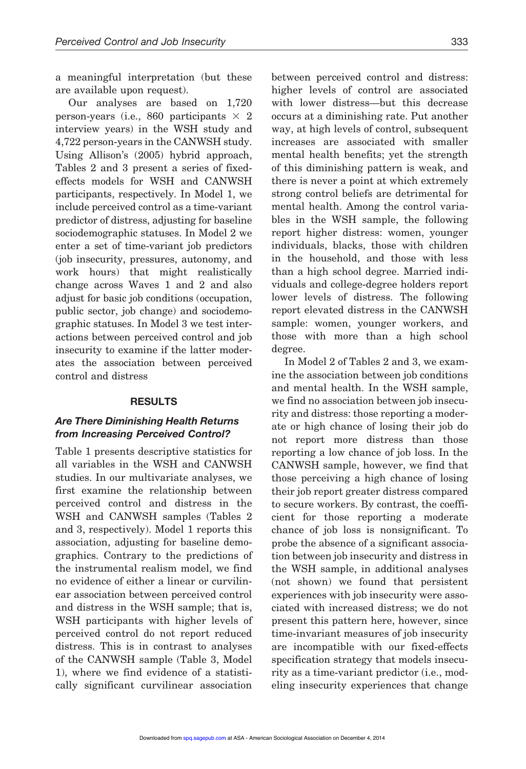a meaningful interpretation (but these are available upon request).

Our analyses are based on 1,720 person-years (i.e., 860 participants $\times$ 2 interview years) in the WSH study and 4,722 person-years in the CANWSH study. Using Allison's (2005) hybrid approach, Tables 2 and 3 present a series of fixed-effects models for WSH and CANWSH participants, respectively. In Model 1, we include perceived control as a time-variant predictor of distress, adjusting for baseline sociodemographic statuses. In Model 2 we enter a set of time-variant job predictors (job insecurity, pressures, autonomy, and work hours) that might realistically change across Waves 1 and 2 and also adjust for basic job conditions (occupation, public sector, job change) and sociodemographic statuses. In Model 3 we test interactions between perceived control and job insecurity to examine if the latter moderates the association between perceived control and distress

## RESULTS

### *Are There Diminishing Health Returns from Increasing Perceived Control?*

Table 1 presents descriptive statistics for all variables in the WSH and CANWSH studies. In our multivariate analyses, we first examine the relationship between perceived control and distress in the WSH and CANWSH samples (Tables 2 and 3, respectively). Model 1 reports this association, adjusting for baseline demographics. Contrary to the predictions of the instrumental realism model, we find no evidence of either a linear or curvilinear association between perceived control and distress in the WSH sample; that is, WSH participants with higher levels of perceived control do not report reduced distress. This is in contrast to analyses of the CANWSH sample (Table 3, Model 1), where we find evidence of a statistically significant curvilinear association between perceived control and distress: higher levels of control are associated with lower distress—but this decrease occurs at a diminishing rate. Put another way, at high levels of control, subsequent increases are associated with smaller mental health benefits; yet the strength of this diminishing pattern is weak, and there is never a point at which extremely strong control beliefs are detrimental for mental health. Among the control variables in the WSH sample, the following report higher distress: women, younger individuals, blacks, those with children in the household, and those with less than a high school degree. Married individuals and college-degree holders report lower levels of distress. The following report elevated distress in the CANWSH sample: women, younger workers, and those with more than a high school degree.

In Model 2 of Tables 2 and 3, we examine the association between job conditions and mental health. In the WSH sample, we find no association between job insecurity and distress: those reporting a moderate or high chance of losing their job do not report more distress than those reporting a low chance of job loss. In the CANWSH sample, however, we find that those perceiving a high chance of losing their job report greater distress compared to secure workers. By contrast, the coefficient for those reporting a moderate chance of job loss is nonsignificant. To probe the absence of a significant association between job insecurity and distress in the WSH sample, in additional analyses (not shown) we found that persistent experiences with job insecurity were associated with increased distress; we do not present this pattern here, however, since time-invariant measures of job insecurity are incompatible with our fixed-effects specification strategy that models insecurity as a time-variant predictor (i.e., modeling insecurity experiences that change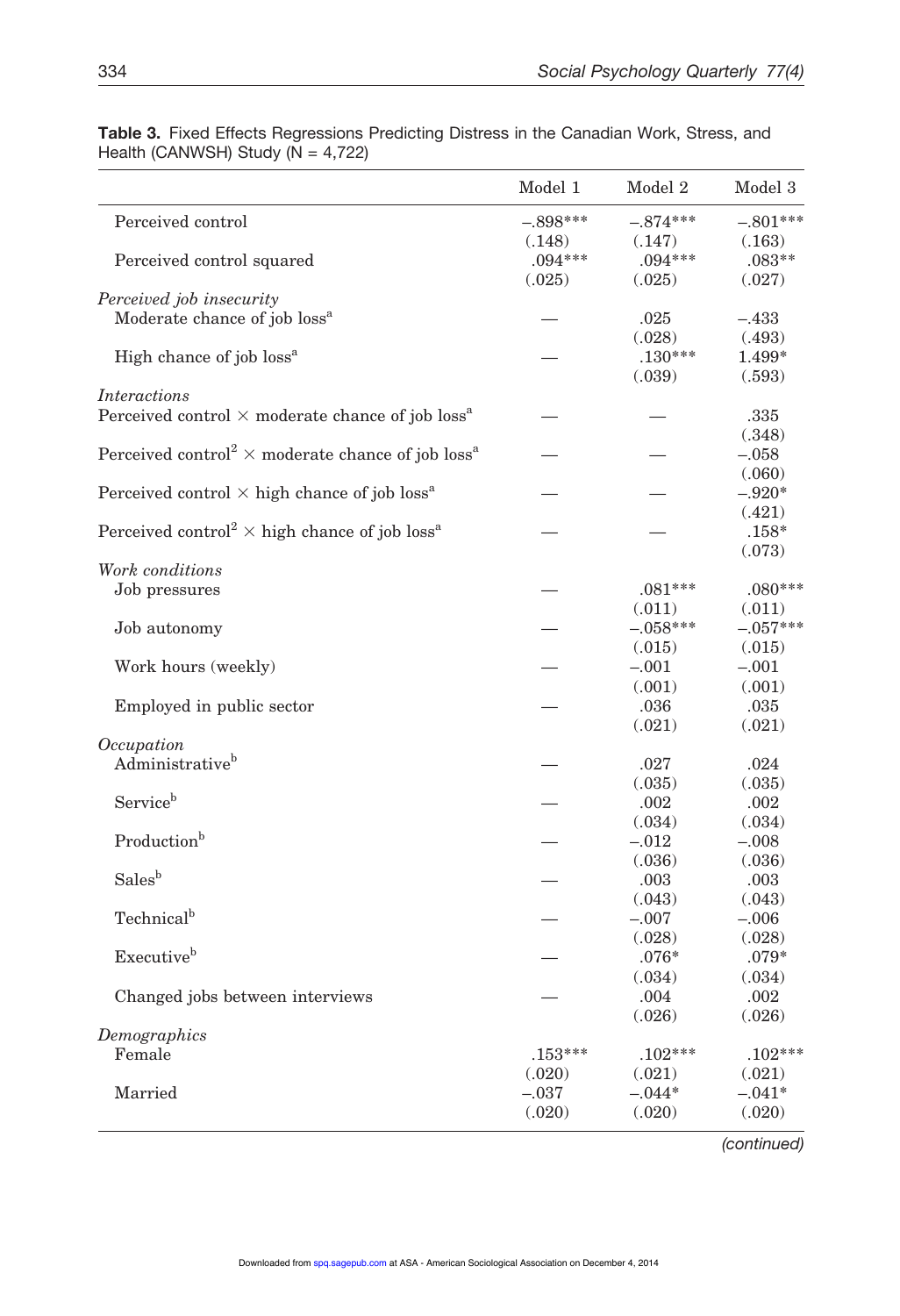**Table 3.** Fixed Effects Regressions Predicting Distress in the Canadian Work, Stress, and Health (CANWSH) Study (N = 4,722)

| | Model 1 | Model 2 | Model 3 |
|---|---|---|---|
| Perceived control | –.898*** | –.874*** | –.801*** |
| | (.148) | (.147) | (.163) |
| Perceived control squared | .094*** | .094*** | .083** |
| | (.025) | (.025) | (.027) |
| *Perceived job insecurity* | | | |
| Moderate chance of job loss[a] | — | .025 | –.433 |
| | | (.028) | (.493) |
| High chance of job loss[a] | — | .130*** | 1.499* |
| | | (.039) | (.593) |
| *Interactions* | | | |
| Perceived control × moderate chance of job loss[a] | — | — | .335 |
| | | | (.348) |
| Perceived control$^2$ × moderate chance of job loss[a] | — | — | –.058 |
| | | | (.060) |
| Perceived control × high chance of job loss[a] | — | — | –.920* |
| | | | (.421) |
| Perceived control$^2$ × high chance of job loss[a] | — | — | .158* |
| | | | (.073) |
| *Work conditions* | | | |
| Job pressures | — | .081*** | .080*** |
| | | (.011) | (.011) |
| Job autonomy | — | –.058*** | –.057*** |
| | | (.015) | (.015) |
| Work hours (weekly) | — | –.001 | –.001 |
| | | (.001) | (.001) |
| Employed in public sector | — | .036 | .035 |
| | | (.021) | (.021) |
| *Occupation* | | | |
| Administrative[b] | — | .027 | .024 |
| | | (.035) | (.035) |
| Service[b] | — | .002 | .002 |
| | | (.034) | (.034) |
| Production[b] | — | –.012 | –.008 |
| | | (.036) | (.036) |
| Sales[b] | — | .003 | .003 |
| | | (.043) | (.043) |
| Technical[b] | — | –.007 | –.006 |
| | | (.028) | (.028) |
| Executive[b] | — | .076* | .079* |
| | | (.034) | (.034) |
| Changed jobs between interviews | — | .004 | .002 |
| | | (.026) | (.026) |
| *Demographics* | | | |
| Female | .153*** | .102*** | .102*** |
| | (.020) | (.021) | (.021) |
| Married | –.037 | –.044* | –.041* |
| | (.020) | (.020) | (.020) |

*(continued)*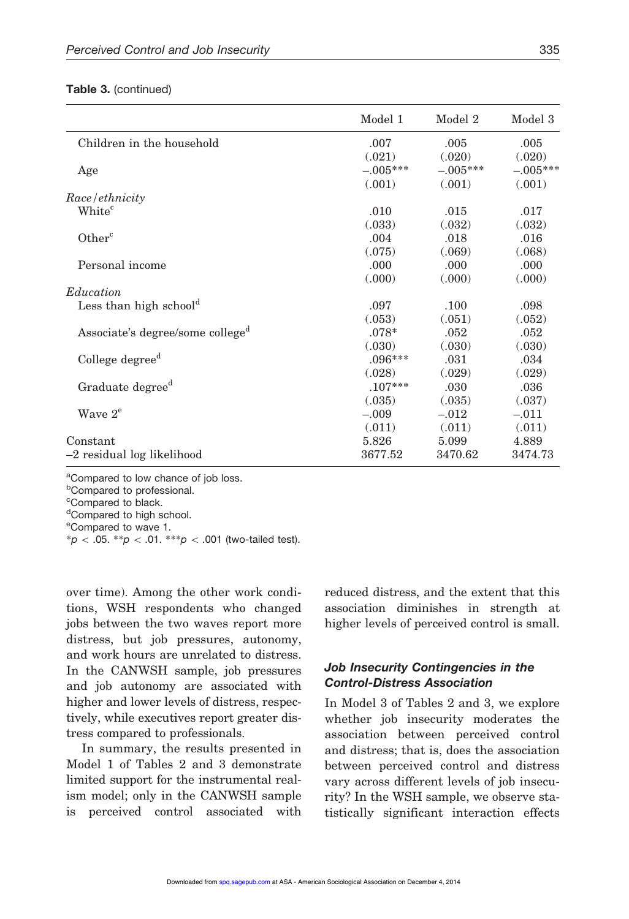**Table 3.** (continued)

| | Model 1 | Model 2 | Model 3 |
|---|---|---|---|
| Children in the household | .007 | .005 | .005 |
| | (.021) | (.020) | (.020) |
| Age | –.005*** | –.005*** | –.005*** |
| | (.001) | (.001) | (.001) |
| *Race/ethnicity* | | | |
| White[c] | .010 | .015 | .017 |
| | (.033) | (.032) | (.032) |
| Other[c] | .004 | .018 | .016 |
| | (.075) | (.069) | (.068) |
| Personal income | .000 | .000 | .000 |
| | (.000) | (.000) | (.000) |
| *Education* | | | |
| Less than high school[d] | .097 | .100 | .098 |
| | (.053) | (.051) | (.052) |
| Associate's degree/some college[d] | .078* | .052 | .052 |
| | (.030) | (.030) | (.030) |
| College degree[d] | .096*** | .031 | .034 |
| | (.028) | (.029) | (.029) |
| Graduate degree[d] | .107*** | .030 | .036 |
| | (.035) | (.035) | (.037) |
| Wave 2[e] | –.009 | –.012 | –.011 |
| | (.011) | (.011) | (.011) |
| Constant | 5.826 | 5.099 | 4.889 |
| –2 residual log likelihood | 3677.52 | 3470.62 | 3474.73 |

[a]Compared to low chance of job loss.
[b]Compared to professional.
[c]Compared to black.
[d]Compared to high school.
[e]Compared to wave 1.
* $p < .05$. ** $p < .01$. *** $p < .001$ (two-tailed test).

over time). Among the other work conditions, WSH respondents who changed jobs between the two waves report more distress, but job pressures, autonomy, and work hours are unrelated to distress. In the CANWSH sample, job pressures and job autonomy are associated with higher and lower levels of distress, respectively, while executives report greater distress compared to professionals.

In summary, the results presented in Model 1 of Tables 2 and 3 demonstrate limited support for the instrumental realism model; only in the CANWSH sample is perceived control associated with reduced distress, and the extent that this association diminishes in strength at higher levels of perceived control is small.

### *Job Insecurity Contingencies in the Control-Distress Association*

In Model 3 of Tables 2 and 3, we explore whether job insecurity moderates the association between perceived control and distress; that is, does the association between perceived control and distress vary across different levels of job insecurity? In the WSH sample, we observe statistically significant interaction effects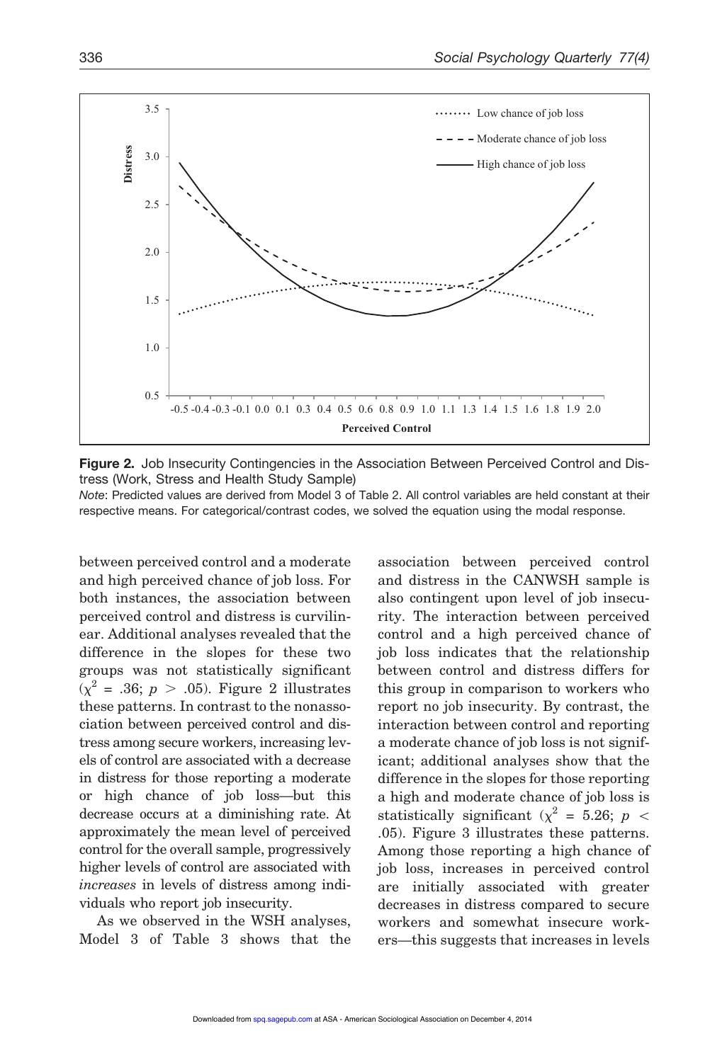**Figure 2.** Job Insecurity Contingencies in the Association Between Perceived Control and Distress (Work, Stress and Health Study Sample)

*Note*: Predicted values are derived from Model 3 of Table 2. All control variables are held constant at their respective means. For categorical/contrast codes, we solved the equation using the modal response.

between perceived control and a moderate and high perceived chance of job loss. For both instances, the association between perceived control and distress is curvilinear. Additional analyses revealed that the difference in the slopes for these two groups was not statistically significant ($\chi^2$ = .36; $p$ > .05). Figure 2 illustrates these patterns. In contrast to the nonassociation between perceived control and distress among secure workers, increasing levels of control are associated with a decrease in distress for those reporting a moderate or high chance of job loss—but this decrease occurs at a diminishing rate. At approximately the mean level of perceived control for the overall sample, progressively higher levels of control are associated with *increases* in levels of distress among individuals who report job insecurity.

As we observed in the WSH analyses, Model 3 of Table 3 shows that the association between perceived control and distress in the CANWSH sample is also contingent upon level of job insecurity. The interaction between perceived control and a high perceived chance of job loss indicates that the relationship between control and distress differs for this group in comparison to workers who report no job insecurity. By contrast, the interaction between control and reporting a moderate chance of job loss is not significant; additional analyses show that the difference in the slopes for those reporting a high and moderate chance of job loss is statistically significant ($\chi^2$ = 5.26; $p$ < .05). Figure 3 illustrates these patterns. Among those reporting a high chance of job loss, increases in perceived control are initially associated with greater decreases in distress compared to secure workers and somewhat insecure workers—this suggests that increases in levels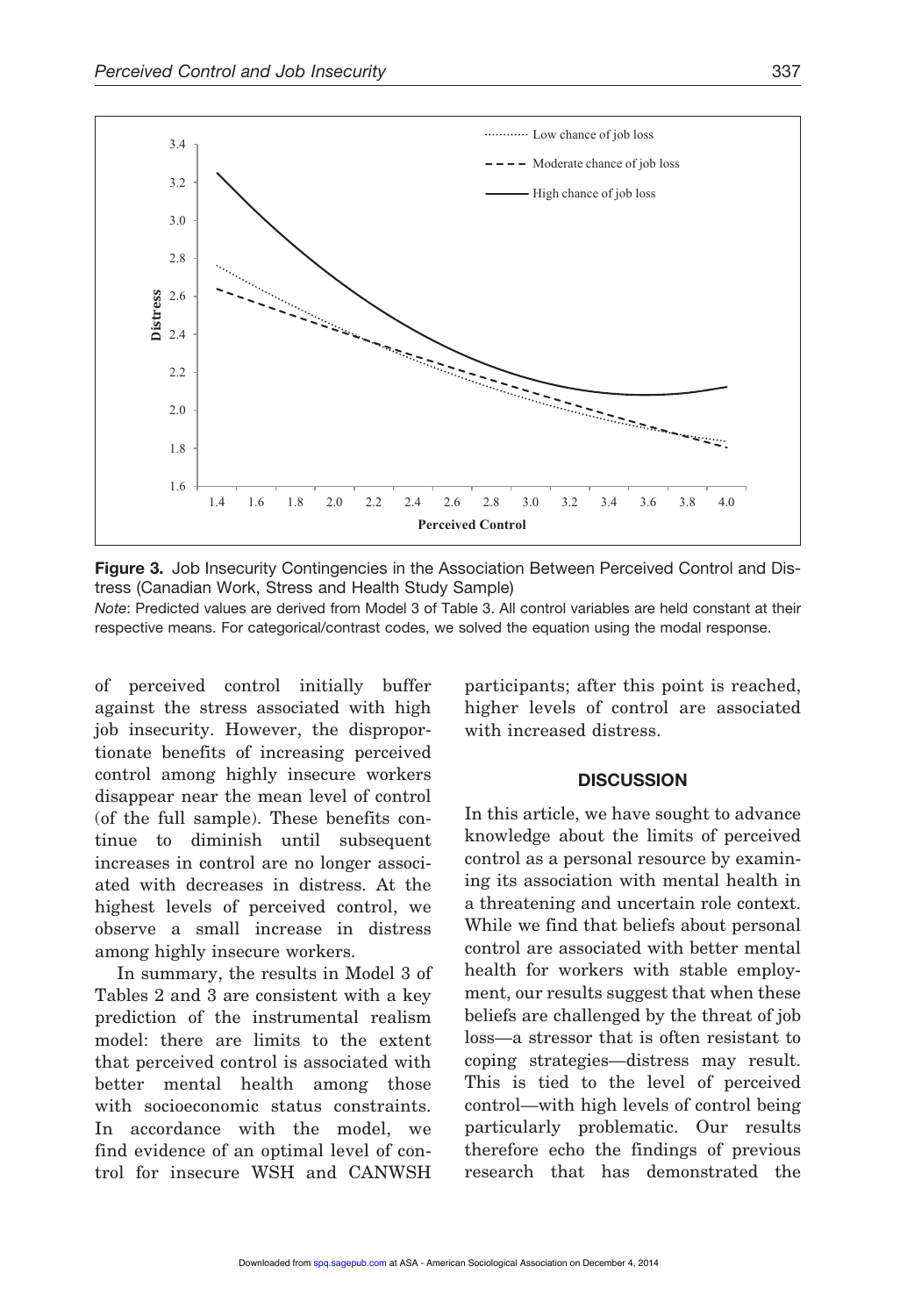**Figure 3.** Job Insecurity Contingencies in the Association Between Perceived Control and Distress (Canadian Work, Stress and Health Study Sample)

*Note*: Predicted values are derived from Model 3 of Table 3. All control variables are held constant at their respective means. For categorical/contrast codes, we solved the equation using the modal response.

of perceived control initially buffer against the stress associated with high job insecurity. However, the disproportionate benefits of increasing perceived control among highly insecure workers disappear near the mean level of control (of the full sample). These benefits continue to diminish until subsequent increases in control are no longer associated with decreases in distress. At the highest levels of perceived control, we observe a small increase in distress among highly insecure workers.

In summary, the results in Model 3 of Tables 2 and 3 are consistent with a key prediction of the instrumental realism model: there are limits to the extent that perceived control is associated with better mental health among those with socioeconomic status constraints. In accordance with the model, we find evidence of an optimal level of control for insecure WSH and CANWSH participants; after this point is reached, higher levels of control are associated with increased distress.

## DISCUSSION

In this article, we have sought to advance knowledge about the limits of perceived control as a personal resource by examining its association with mental health in a threatening and uncertain role context. While we find that beliefs about personal control are associated with better mental health for workers with stable employment, our results suggest that when these beliefs are challenged by the threat of job loss—a stressor that is often resistant to coping strategies—distress may result. This is tied to the level of perceived control—with high levels of control being particularly problematic. Our results therefore echo the findings of previous research that has demonstrated the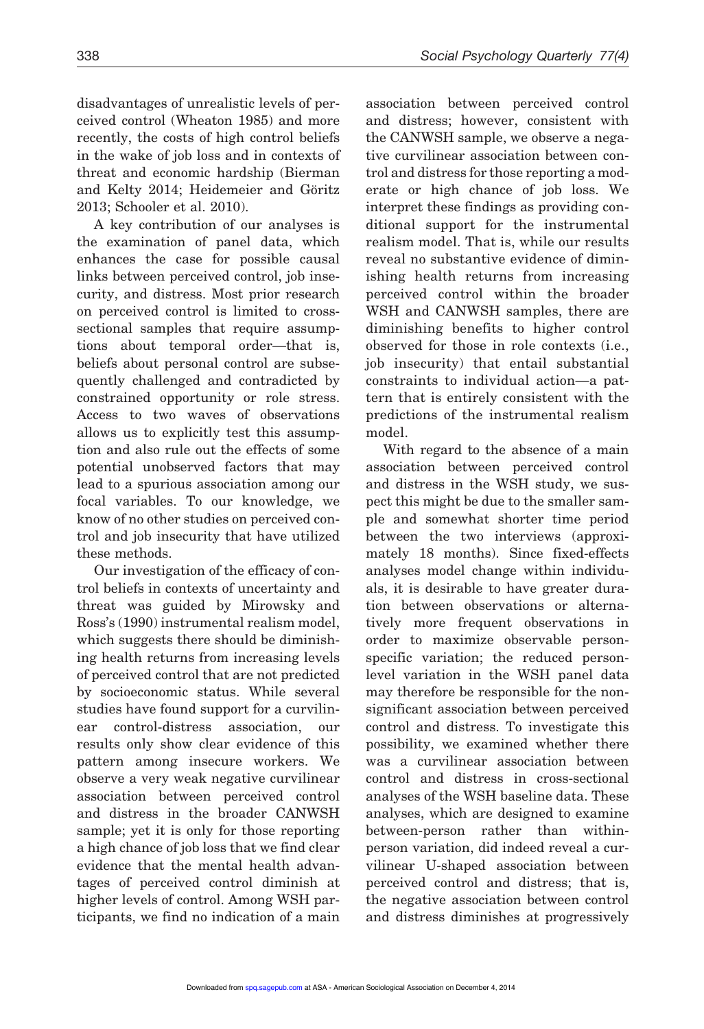disadvantages of unrealistic levels of perceived control (Wheaton 1985) and more recently, the costs of high control beliefs in the wake of job loss and in contexts of threat and economic hardship (Bierman and Kelty 2014; Heidemeier and Göritz 2013; Schooler et al. 2010).

A key contribution of our analyses is the examination of panel data, which enhances the case for possible causal links between perceived control, job insecurity, and distress. Most prior research on perceived control is limited to cross-sectional samples that require assumptions about temporal order—that is, beliefs about personal control are subsequently challenged and contradicted by constrained opportunity or role stress. Access to two waves of observations allows us to explicitly test this assumption and also rule out the effects of some potential unobserved factors that may lead to a spurious association among our focal variables. To our knowledge, we know of no other studies on perceived control and job insecurity that have utilized these methods.

Our investigation of the efficacy of control beliefs in contexts of uncertainty and threat was guided by Mirowsky and Ross's (1990) instrumental realism model, which suggests there should be diminishing health returns from increasing levels of perceived control that are not predicted by socioeconomic status. While several studies have found support for a curvilinear control-distress association, our results only show clear evidence of this pattern among insecure workers. We observe a very weak negative curvilinear association between perceived control and distress in the broader CANWSH sample; yet it is only for those reporting a high chance of job loss that we find clear evidence that the mental health advantages of perceived control diminish at higher levels of control. Among WSH participants, we find no indication of a main association between perceived control and distress; however, consistent with the CANWSH sample, we observe a negative curvilinear association between control and distress for those reporting a moderate or high chance of job loss. We interpret these findings as providing conditional support for the instrumental realism model. That is, while our results reveal no substantive evidence of diminishing health returns from increasing perceived control within the broader WSH and CANWSH samples, there are diminishing benefits to higher control observed for those in role contexts (i.e., job insecurity) that entail substantial constraints to individual action—a pattern that is entirely consistent with the predictions of the instrumental realism model.

With regard to the absence of a main association between perceived control and distress in the WSH study, we suspect this might be due to the smaller sample and somewhat shorter time period between the two interviews (approximately 18 months). Since fixed-effects analyses model change within individuals, it is desirable to have greater duration between observations or alternatively more frequent observations in order to maximize observable person-specific variation; the reduced person-level variation in the WSH panel data may therefore be responsible for the nonsignificant association between perceived control and distress. To investigate this possibility, we examined whether there was a curvilinear association between control and distress in cross-sectional analyses of the WSH baseline data. These analyses, which are designed to examine between-person rather than within-person variation, did indeed reveal a curvilinear U-shaped association between perceived control and distress; that is, the negative association between control and distress diminishes at progressively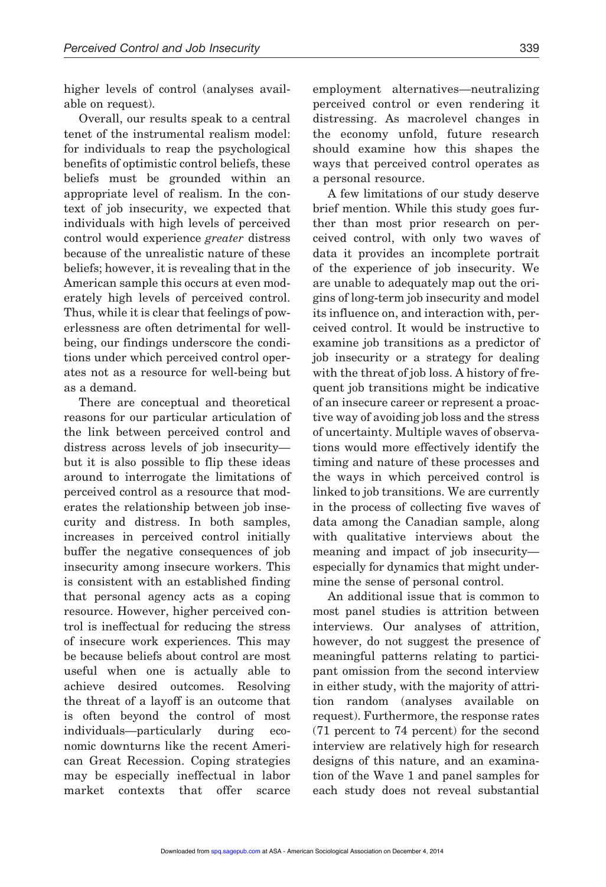higher levels of control (analyses available on request).

Overall, our results speak to a central tenet of the instrumental realism model: for individuals to reap the psychological benefits of optimistic control beliefs, these beliefs must be grounded within an appropriate level of realism. In the context of job insecurity, we expected that individuals with high levels of perceived control would experience *greater* distress because of the unrealistic nature of these beliefs; however, it is revealing that in the American sample this occurs at even moderately high levels of perceived control. Thus, while it is clear that feelings of powerlessness are often detrimental for well-being, our findings underscore the conditions under which perceived control operates not as a resource for well-being but as a demand.

There are conceptual and theoretical reasons for our particular articulation of the link between perceived control and distress across levels of job insecurity—but it is also possible to flip these ideas around to interrogate the limitations of perceived control as a resource that moderates the relationship between job insecurity and distress. In both samples, increases in perceived control initially buffer the negative consequences of job insecurity among insecure workers. This is consistent with an established finding that personal agency acts as a coping resource. However, higher perceived control is ineffectual for reducing the stress of insecure work experiences. This may be because beliefs about control are most useful when one is actually able to achieve desired outcomes. Resolving the threat of a layoff is an outcome that is often beyond the control of most individuals—particularly during economic downturns like the recent American Great Recession. Coping strategies may be especially ineffectual in labor market contexts that offer scarce employment alternatives—neutralizing perceived control or even rendering it distressing. As macrolevel changes in the economy unfold, future research should examine how this shapes the ways that perceived control operates as a personal resource.

A few limitations of our study deserve brief mention. While this study goes further than most prior research on perceived control, with only two waves of data it provides an incomplete portrait of the experience of job insecurity. We are unable to adequately map out the origins of long-term job insecurity and model its influence on, and interaction with, perceived control. It would be instructive to examine job transitions as a predictor of job insecurity or a strategy for dealing with the threat of job loss. A history of frequent job transitions might be indicative of an insecure career or represent a proactive way of avoiding job loss and the stress of uncertainty. Multiple waves of observations would more effectively identify the timing and nature of these processes and the ways in which perceived control is linked to job transitions. We are currently in the process of collecting five waves of data among the Canadian sample, along with qualitative interviews about the meaning and impact of job insecurity—especially for dynamics that might undermine the sense of personal control.

An additional issue that is common to most panel studies is attrition between interviews. Our analyses of attrition, however, do not suggest the presence of meaningful patterns relating to participant omission from the second interview in either study, with the majority of attrition random (analyses available on request). Furthermore, the response rates (71 percent to 74 percent) for the second interview are relatively high for research designs of this nature, and an examination of the Wave 1 and panel samples for each study does not reveal substantial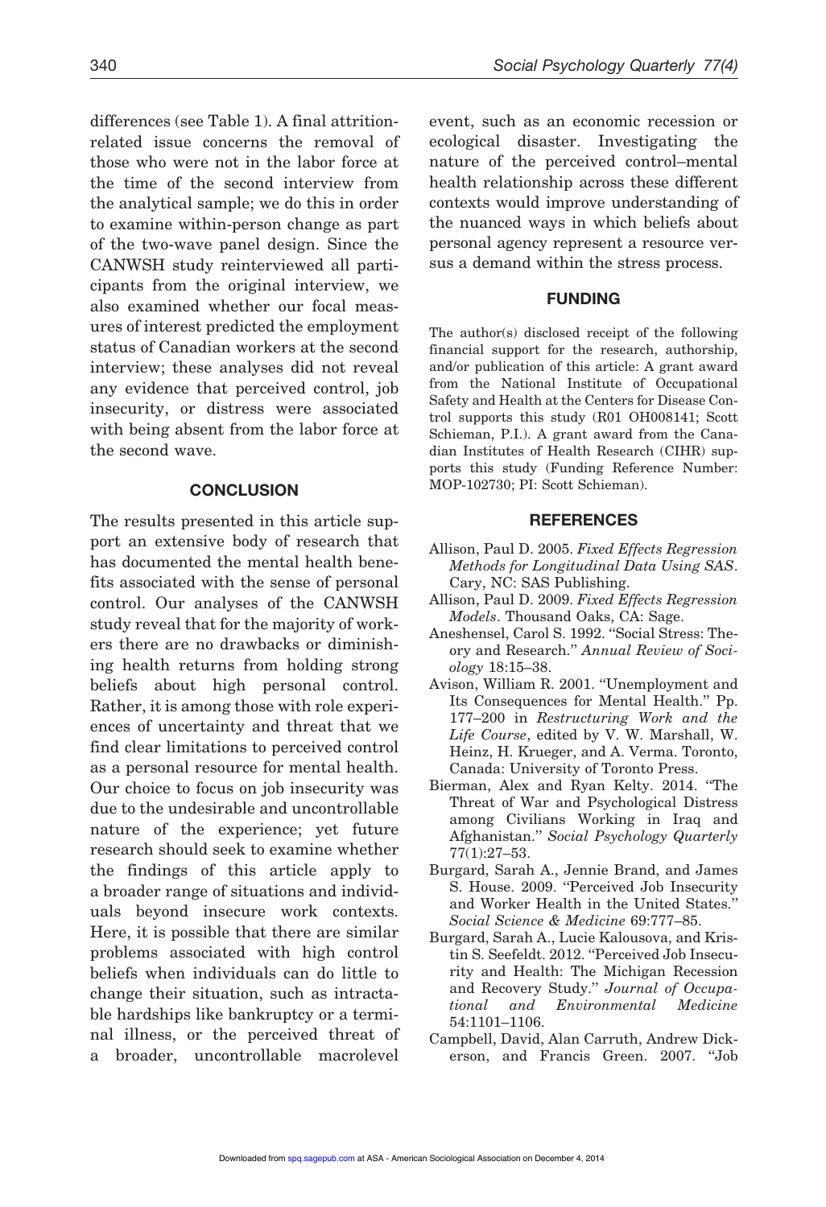differences (see Table 1). A final attrition-related issue concerns the removal of those who were not in the labor force at the time of the second interview from the analytical sample; we do this in order to examine within-person change as part of the two-wave panel design. Since the CANWSH study reinterviewed all participants from the original interview, we also examined whether our focal measures of interest predicted the employment status of Canadian workers at the second interview; these analyses did not reveal any evidence that perceived control, job insecurity, or distress were associated with being absent from the labor force at the second wave.

## CONCLUSION

The results presented in this article support an extensive body of research that has documented the mental health benefits associated with the sense of personal control. Our analyses of the CANWSH study reveal that for the majority of workers there are no drawbacks or diminishing health returns from holding strong beliefs about high personal control. Rather, it is among those with role experiences of uncertainty and threat that we find clear limitations to perceived control as a personal resource for mental health. Our choice to focus on job insecurity was due to the undesirable and uncontrollable nature of the experience; yet future research should seek to examine whether the findings of this article apply to a broader range of situations and individuals beyond insecure work contexts. Here, it is possible that there are similar problems associated with high control beliefs when individuals can do little to change their situation, such as intractable hardships like bankruptcy or a terminal illness, or the perceived threat of a broader, uncontrollable macrolevel event, such as an economic recession or ecological disaster. Investigating the nature of the perceived control–mental health relationship across these different contexts would improve understanding of the nuanced ways in which beliefs about personal agency represent a resource versus a demand within the stress process.

## FUNDING

The author(s) disclosed receipt of the following financial support for the research, authorship, and/or publication of this article: A grant award from the National Institute of Occupational Safety and Health at the Centers for Disease Control supports this study (R01 OH008141; Scott Schieman, P.I.). A grant award from the Canadian Institutes of Health Research (CIHR) supports this study (Funding Reference Number: MOP-102730; PI: Scott Schieman).

## REFERENCES

Allison, Paul D. 2005. *Fixed Effects Regression Methods for Longitudinal Data Using SAS*. Cary, NC: SAS Publishing.

Allison, Paul D. 2009. *Fixed Effects Regression Models*. Thousand Oaks, CA: Sage.

Aneshensel, Carol S. 1992. "Social Stress: Theory and Research." *Annual Review of Sociology* 18:15–38.

Avison, William R. 2001. "Unemployment and Its Consequences for Mental Health." Pp. 177–200 in *Restructuring Work and the Life Course*, edited by V. W. Marshall, W. Heinz, H. Krueger, and A. Verma. Toronto, Canada: University of Toronto Press.

Bierman, Alex and Ryan Kelty. 2014. "The Threat of War and Psychological Distress among Civilians Working in Iraq and Afghanistan." *Social Psychology Quarterly* 77(1):27–53.

Burgard, Sarah A., Jennie Brand, and James S. House. 2009. "Perceived Job Insecurity and Worker Health in the United States." *Social Science & Medicine* 69:777–85.

Burgard, Sarah A., Lucie Kalousova, and Kristin S. Seefeldt. 2012. "Perceived Job Insecurity and Health: The Michigan Recession and Recovery Study." *Journal of Occupational and Environmental Medicine* 54:1101–1106.

Campbell, David, Alan Carruth, Andrew Dickerson, and Francis Green. 2007. "Job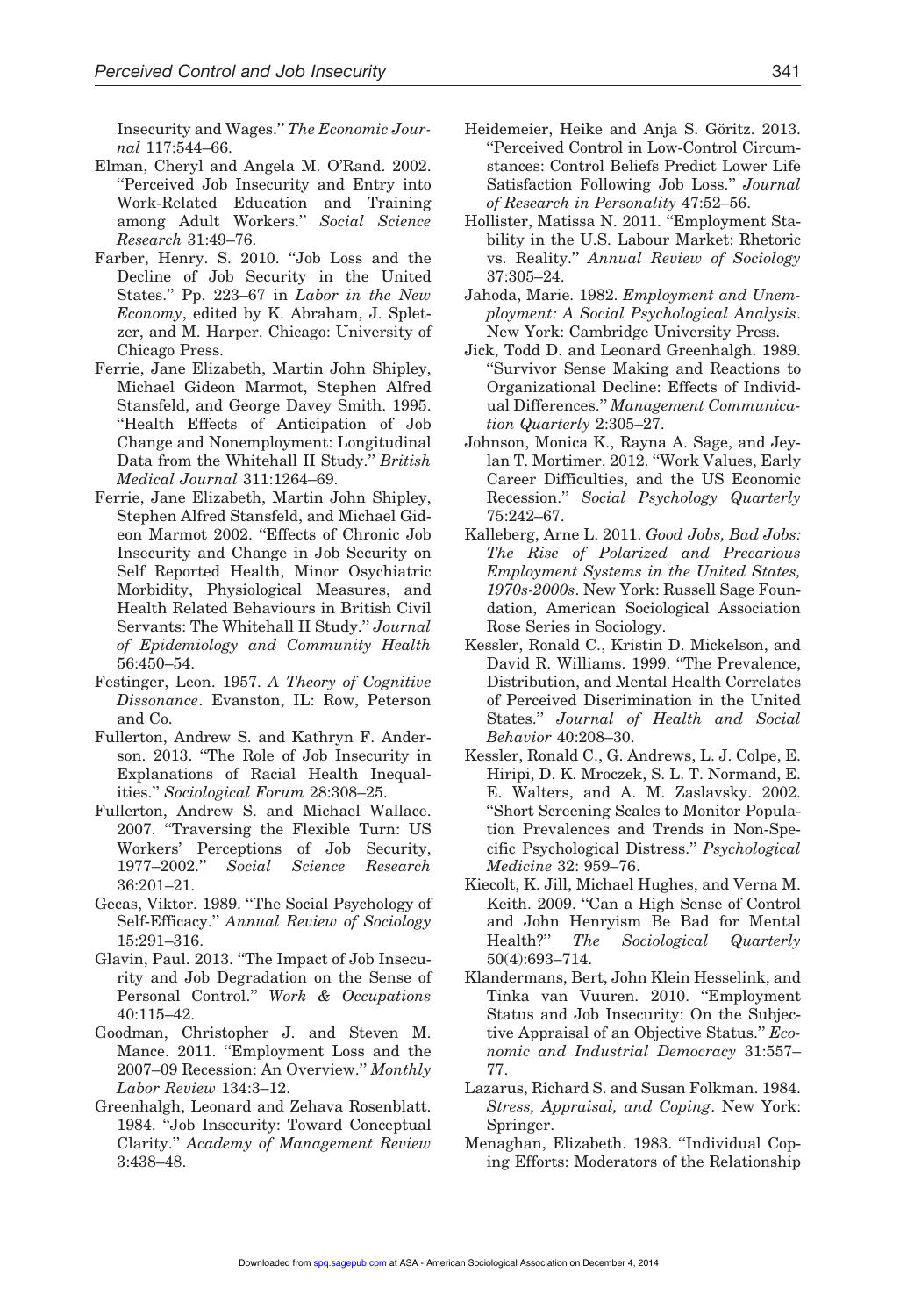Insecurity and Wages." *The Economic Journal* 117:544–66.

Elman, Cheryl and Angela M. O'Rand. 2002. "Perceived Job Insecurity and Entry into Work-Related Education and Training among Adult Workers." *Social Science Research* 31:49–76.

Farber, Henry. S. 2010. "Job Loss and the Decline of Job Security in the United States." Pp. 223–67 in *Labor in the New Economy*, edited by K. Abraham, J. Spletzer, and M. Harper. Chicago: University of Chicago Press.

Ferrie, Jane Elizabeth, Martin John Shipley, Michael Gideon Marmot, Stephen Alfred Stansfeld, and George Davey Smith. 1995. "Health Effects of Anticipation of Job Change and Nonemployment: Longitudinal Data from the Whitehall II Study." *British Medical Journal* 311:1264–69.

Ferrie, Jane Elizabeth, Martin John Shipley, Stephen Alfred Stansfeld, and Michael Gideon Marmot 2002. "Effects of Chronic Job Insecurity and Change in Job Security on Self Reported Health, Minor Osychiatric Morbidity, Physiological Measures, and Health Related Behaviours in British Civil Servants: The Whitehall II Study." *Journal of Epidemiology and Community Health* 56:450–54.

Festinger, Leon. 1957. *A Theory of Cognitive Dissonance*. Evanston, IL: Row, Peterson and Co.

Fullerton, Andrew S. and Kathryn F. Anderson. 2013. "The Role of Job Insecurity in Explanations of Racial Health Inequalities." *Sociological Forum* 28:308–25.

Fullerton, Andrew S. and Michael Wallace. 2007. "Traversing the Flexible Turn: US Workers' Perceptions of Job Security, 1977–2002." *Social Science Research* 36:201–21.

Gecas, Viktor. 1989. "The Social Psychology of Self-Efficacy." *Annual Review of Sociology* 15:291–316.

Glavin, Paul. 2013. "The Impact of Job Insecurity and Job Degradation on the Sense of Personal Control." *Work & Occupations* 40:115–42.

Goodman, Christopher J. and Steven M. Mance. 2011. "Employment Loss and the 2007–09 Recession: An Overview." *Monthly Labor Review* 134:3–12.

Greenhalgh, Leonard and Zehava Rosenblatt. 1984. "Job Insecurity: Toward Conceptual Clarity." *Academy of Management Review* 3:438–48.

Heidemeier, Heike and Anja S. Göritz. 2013. "Perceived Control in Low-Control Circumstances: Control Beliefs Predict Lower Life Satisfaction Following Job Loss." *Journal of Research in Personality* 47:52–56.

Hollister, Matissa N. 2011. "Employment Stability in the U.S. Labour Market: Rhetoric vs. Reality." *Annual Review of Sociology* 37:305–24.

Jahoda, Marie. 1982. *Employment and Unemployment: A Social Psychological Analysis*. New York: Cambridge University Press.

Jick, Todd D. and Leonard Greenhalgh. 1989. "Survivor Sense Making and Reactions to Organizational Decline: Effects of Individual Differences." *Management Communication Quarterly* 2:305–27.

Johnson, Monica K., Rayna A. Sage, and Jeylan T. Mortimer. 2012. "Work Values, Early Career Difficulties, and the US Economic Recession." *Social Psychology Quarterly* 75:242–67.

Kalleberg, Arne L. 2011. *Good Jobs, Bad Jobs: The Rise of Polarized and Precarious Employment Systems in the United States, 1970s-2000s*. New York: Russell Sage Foundation, American Sociological Association Rose Series in Sociology.

Kessler, Ronald C., Kristin D. Mickelson, and David R. Williams. 1999. "The Prevalence, Distribution, and Mental Health Correlates of Perceived Discrimination in the United States." *Journal of Health and Social Behavior* 40:208–30.

Kessler, Ronald C., G. Andrews, L. J. Colpe, E. Hiripi, D. K. Mroczek, S. L. T. Normand, E. E. Walters, and A. M. Zaslavsky. 2002. "Short Screening Scales to Monitor Population Prevalences and Trends in Non-Specific Psychological Distress." *Psychological Medicine* 32: 959–76.

Kiecolt, K. Jill, Michael Hughes, and Verna M. Keith. 2009. "Can a High Sense of Control and John Henryism Be Bad for Mental Health?" *The Sociological Quarterly* 50(4):693–714.

Klandermans, Bert, John Klein Hesselink, and Tinka van Vuuren. 2010. "Employment Status and Job Insecurity: On the Subjective Appraisal of an Objective Status." *Economic and Industrial Democracy* 31:557–77.

Lazarus, Richard S. and Susan Folkman. 1984. *Stress, Appraisal, and Coping*. New York: Springer.

Menaghan, Elizabeth. 1983. "Individual Coping Efforts: Moderators of the Relationship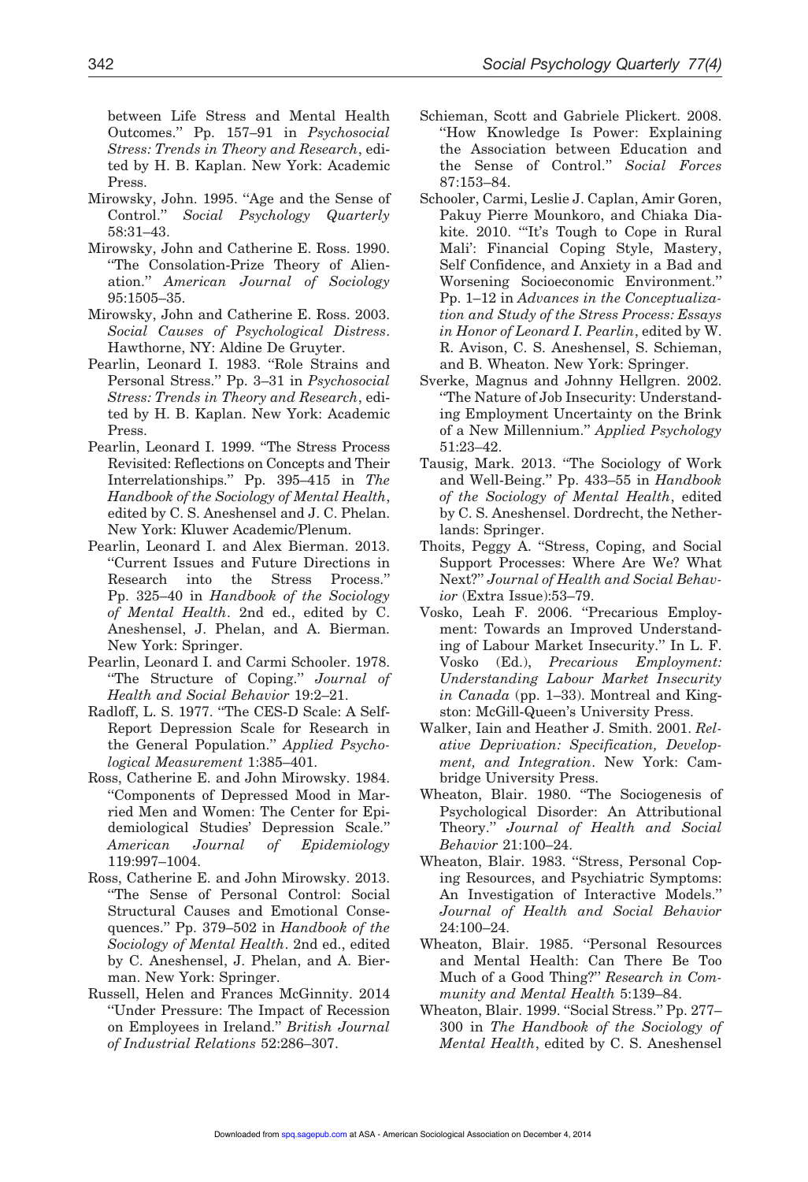between Life Stress and Mental Health Outcomes." Pp. 157–91 in *Psychosocial Stress: Trends in Theory and Research*, edited by H. B. Kaplan. New York: Academic Press.

Mirowsky, John. 1995. "Age and the Sense of Control." *Social Psychology Quarterly* 58:31–43.

Mirowsky, John and Catherine E. Ross. 1990. "The Consolation-Prize Theory of Alienation." *American Journal of Sociology* 95:1505–35.

Mirowsky, John and Catherine E. Ross. 2003. *Social Causes of Psychological Distress*. Hawthorne, NY: Aldine De Gruyter.

Pearlin, Leonard I. 1983. "Role Strains and Personal Stress." Pp. 3–31 in *Psychosocial Stress: Trends in Theory and Research*, edited by H. B. Kaplan. New York: Academic Press.

Pearlin, Leonard I. 1999. "The Stress Process Revisited: Reflections on Concepts and Their Interrelationships." Pp. 395–415 in *The Handbook of the Sociology of Mental Health*, edited by C. S. Aneshensel and J. C. Phelan. New York: Kluwer Academic/Plenum.

Pearlin, Leonard I. and Alex Bierman. 2013. "Current Issues and Future Directions in Research into the Stress Process." Pp. 325–40 in *Handbook of the Sociology of Mental Health*. 2nd ed., edited by C. Aneshensel, J. Phelan, and A. Bierman. New York: Springer.

Pearlin, Leonard I. and Carmi Schooler. 1978. "The Structure of Coping." *Journal of Health and Social Behavior* 19:2–21.

Radloff, L. S. 1977. "The CES-D Scale: A Self-Report Depression Scale for Research in the General Population." *Applied Psychological Measurement* 1:385–401.

Ross, Catherine E. and John Mirowsky. 1984. "Components of Depressed Mood in Married Men and Women: The Center for Epidemiological Studies' Depression Scale." *American Journal of Epidemiology* 119:997–1004.

Ross, Catherine E. and John Mirowsky. 2013. "The Sense of Personal Control: Social Structural Causes and Emotional Consequences." Pp. 379–502 in *Handbook of the Sociology of Mental Health*. 2nd ed., edited by C. Aneshensel, J. Phelan, and A. Bierman. New York: Springer.

Russell, Helen and Frances McGinnity. 2014 "Under Pressure: The Impact of Recession on Employees in Ireland." *British Journal of Industrial Relations* 52:286–307.

Schieman, Scott and Gabriele Plickert. 2008. "How Knowledge Is Power: Explaining the Association between Education and the Sense of Control." *Social Forces* 87:153–84.

Schooler, Carmi, Leslie J. Caplan, Amir Goren, Pakuy Pierre Mounkoro, and Chiaka Diakite. 2010. "'It's Tough to Cope in Rural Mali': Financial Coping Style, Mastery, Self Confidence, and Anxiety in a Bad and Worsening Socioeconomic Environment." Pp. 1–12 in *Advances in the Conceptualization and Study of the Stress Process: Essays in Honor of Leonard I. Pearlin*, edited by W. R. Avison, C. S. Aneshensel, S. Schieman, and B. Wheaton. New York: Springer.

Sverke, Magnus and Johnny Hellgren. 2002. "The Nature of Job Insecurity: Understanding Employment Uncertainty on the Brink of a New Millennium." *Applied Psychology* 51:23–42.

Tausig, Mark. 2013. "The Sociology of Work and Well-Being." Pp. 433–55 in *Handbook of the Sociology of Mental Health*, edited by C. S. Aneshensel. Dordrecht, the Netherlands: Springer.

Thoits, Peggy A. "Stress, Coping, and Social Support Processes: Where Are We? What Next?" *Journal of Health and Social Behavior* (Extra Issue):53–79.

Vosko, Leah F. 2006. "Precarious Employment: Towards an Improved Understanding of Labour Market Insecurity." In L. F. Vosko (Ed.), *Precarious Employment: Understanding Labour Market Insecurity in Canada* (pp. 1–33). Montreal and Kingston: McGill-Queen's University Press.

Walker, Iain and Heather J. Smith. 2001. *Relative Deprivation: Specification, Development, and Integration*. New York: Cambridge University Press.

Wheaton, Blair. 1980. "The Sociogenesis of Psychological Disorder: An Attributional Theory." *Journal of Health and Social Behavior* 21:100–24.

Wheaton, Blair. 1983. "Stress, Personal Coping Resources, and Psychiatric Symptoms: An Investigation of Interactive Models." *Journal of Health and Social Behavior* 24:100–24.

Wheaton, Blair. 1985. "Personal Resources and Mental Health: Can There Be Too Much of a Good Thing?" *Research in Community and Mental Health* 5:139–84.

Wheaton, Blair. 1999. "Social Stress." Pp. 277–300 in *The Handbook of the Sociology of Mental Health*, edited by C. S. Aneshensel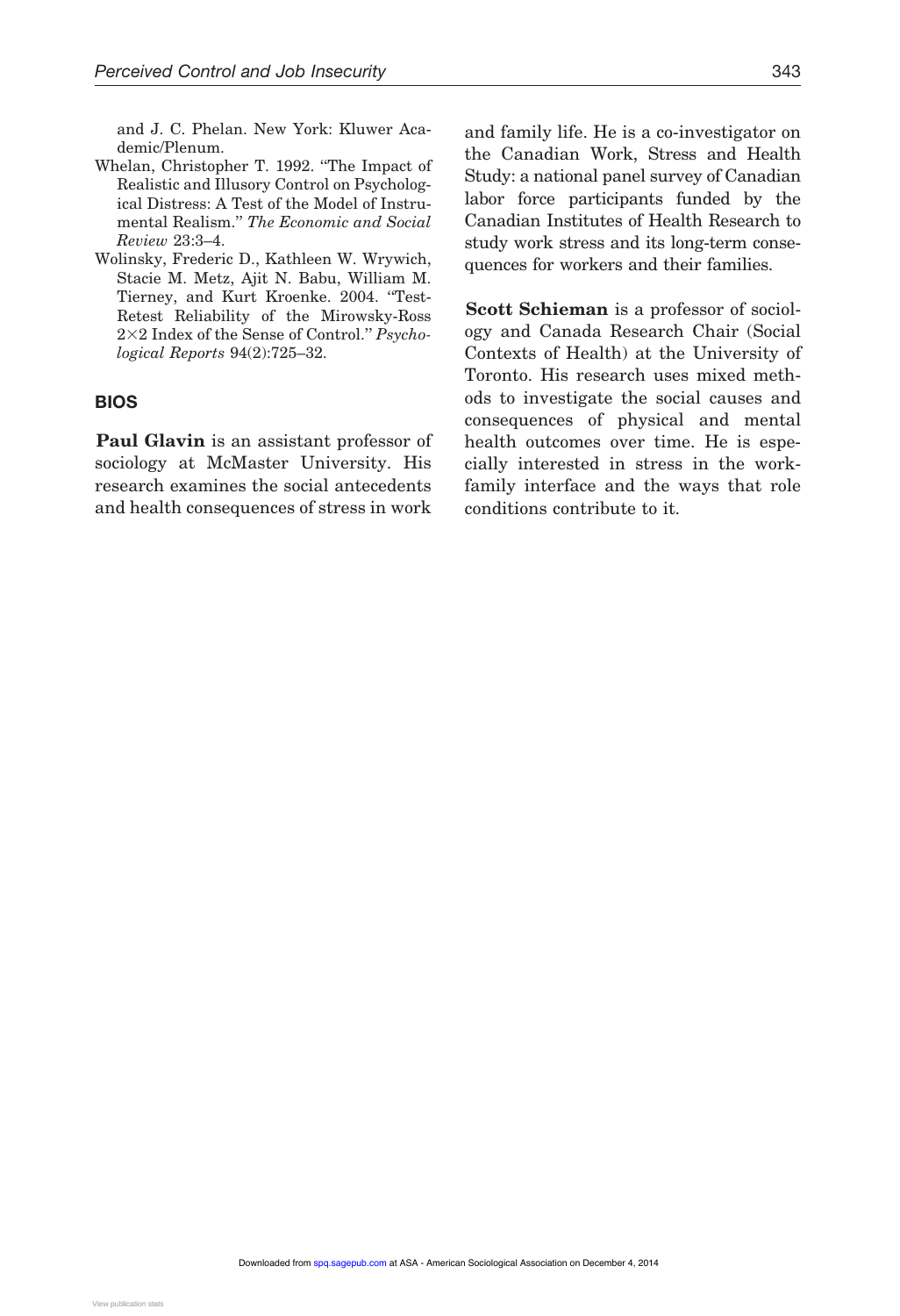and J. C. Phelan. New York: Kluwer Academic/Plenum.

Whelan, Christopher T. 1992. "The Impact of Realistic and Illusory Control on Psychological Distress: A Test of the Model of Instrumental Realism." *The Economic and Social Review* 23:3–4.

Wolinsky, Frederic D., Kathleen W. Wrywich, Stacie M. Metz, Ajit N. Babu, William M. Tierney, and Kurt Kroenke. 2004. "Test-Retest Reliability of the Mirowsky-Ross 2×2 Index of the Sense of Control." *Psychological Reports* 94(2):725–32.

## BIOS

**Paul Glavin** is an assistant professor of sociology at McMaster University. His research examines the social antecedents and health consequences of stress in work and family life. He is a co-investigator on the Canadian Work, Stress and Health Study: a national panel survey of Canadian labor force participants funded by the Canadian Institutes of Health Research to study work stress and its long-term consequences for workers and their families.

**Scott Schieman** is a professor of sociology and Canada Research Chair (Social Contexts of Health) at the University of Toronto. His research uses mixed methods to investigate the social causes and consequences of physical and mental health outcomes over time. He is especially interested in stress in the work-family interface and the ways that role conditions contribute to it.